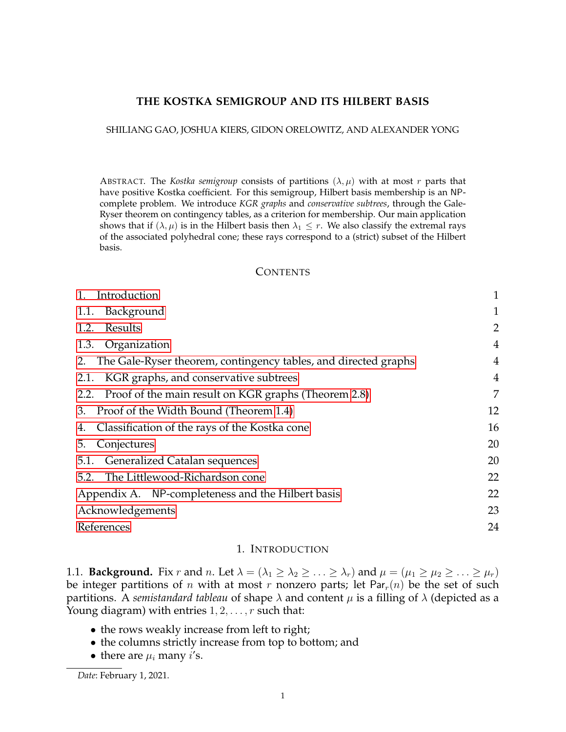# THE KOSTKA SEMIGROUP AND ITS HILBERT BASIS

SHILIANG GAO, JOSHUA KIERS, GIDON ORELOWITZ, AND ALEXANDER YONG

ABSTRACT. The *Kostka semigroup* consists of partitions $(\lambda, \mu)$ with at most $r$ parts that have positive Kostka coefficient. For this semigroup, Hilbert basis membership is an NP-complete problem. We introduce *KGR graphs* and *conservative subtrees*, through the Gale-Ryser theorem on contingency tables, as a criterion for membership. Our main application shows that if $(\lambda, \mu)$ is in the Hilbert basis then $\lambda_1 \leq r$. We also classify the extremal rays of the associated polyhedral cone; these rays correspond to a (strict) subset of the Hilbert basis.

## CONTENTS

| | |
|---|---|
| 1. Introduction | 1 |
| 1.1. Background | 1 |
| 1.2. Results | 2 |
| 1.3. Organization | 4 |
| 2. The Gale-Ryser theorem, contingency tables, and directed graphs | 4 |
| 2.1. KGR graphs, and conservative subtrees | 4 |
| 2.2. Proof of the main result on KGR graphs (Theorem 2.8) | 7 |
| 3. Proof of the Width Bound (Theorem 1.4) | 12 |
| 4. Classification of the rays of the Kostka cone | 16 |
| 5. Conjectures | 20 |
| 5.1. Generalized Catalan sequences | 20 |
| 5.2. The Littlewood-Richardson cone | 22 |
| Appendix A. NP-completeness and the Hilbert basis | 22 |
| Acknowledgements | 23 |
| References | 24 |

## 1. INTRODUCTION

1.1. **Background.** Fix $r$ and $n$. Let $\lambda = (\lambda_1 \geq \lambda_2 \geq \ldots \geq \lambda_r)$ and $\mu = (\mu_1 \geq \mu_2 \geq \ldots \geq \mu_r)$ be integer partitions of $n$ with at most $r$ nonzero parts; let $\mathsf{Par}_r(n)$ be the set of such partitions. A *semistandard tableau* of shape $\lambda$ and content $\mu$ is a filling of $\lambda$ (depicted as a Young diagram) with entries $1, 2, \ldots, r$ such that:

- the rows weakly increase from left to right;
- the columns strictly increase from top to bottom; and
- there are $\mu_i$ many $i$'s.

*Date*: February 1, 2021.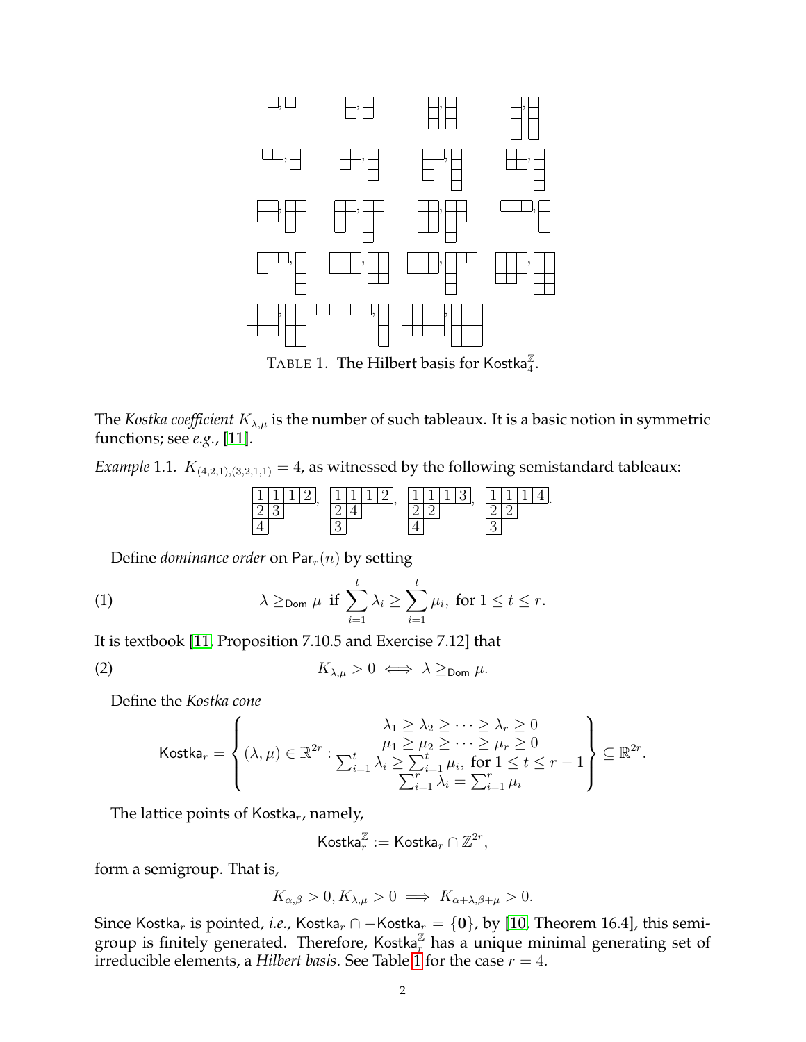TABLE 1. The Hilbert basis for $\mathsf{Kostka}_4^{\mathbb{Z}}$.

The *Kostka coefficient* $K_{\lambda,\mu}$ is the number of such tableaux. It is a basic notion in symmetric functions; see *e.g.*, [11].

*Example* 1.1. $K_{(4,2,1),(3,2,1,1)} = 4$, as witnessed by the following semistandard tableaux:

$$\begin{array}{|c|c|c|c|}\hline 1&1&1&2\\\hline 2&3\\\cline{1-2} 4\\\cline{1-1}\end{array},\quad \begin{array}{|c|c|c|c|}\hline 1&1&1&2\\\hline 2&4\\\cline{1-2} 3\\\cline{1-1}\end{array},\quad \begin{array}{|c|c|c|c|}\hline 1&1&1&3\\\hline 2&2\\\cline{1-2} 4\\\cline{1-1}\end{array},\quad \begin{array}{|c|c|c|c|}\hline 1&1&1&4\\\hline 2&2\\\cline{1-2} 3\\\cline{1-1}\end{array}.$$

Define *dominance order* on $\mathsf{Par}_r(n)$ by setting

$$\lambda \geq_{\mathsf{Dom}} \mu \text{ if } \sum_{i=1}^{t} \lambda_i \geq \sum_{i=1}^{t} \mu_i, \text{ for } 1 \leq t \leq r. \tag{1}$$

It is textbook [11, Proposition 7.10.5 and Exercise 7.12] that

$$K_{\lambda,\mu} > 0 \iff \lambda \geq_{\mathsf{Dom}} \mu. \tag{2}$$

Define the *Kostka cone*

$$\mathsf{Kostka}_r = \left\{ (\lambda, \mu) \in \mathbb{R}^{2r} : \begin{array}{c} \lambda_1 \geq \lambda_2 \geq \cdots \geq \lambda_r \geq 0 \\ \mu_1 \geq \mu_2 \geq \cdots \geq \mu_r \geq 0 \\ \sum_{i=1}^{t} \lambda_i \geq \sum_{i=1}^{t} \mu_i, \text{ for } 1 \leq t \leq r-1 \\ \sum_{i=1}^{r} \lambda_i = \sum_{i=1}^{r} \mu_i \end{array} \right\} \subseteq \mathbb{R}^{2r}.$$

The lattice points of $\mathsf{Kostka}_r$, namely,

$$\mathsf{Kostka}_r^{\mathbb{Z}} := \mathsf{Kostka}_r \cap \mathbb{Z}^{2r},$$

form a semigroup. That is,

$$K_{\alpha,\beta} > 0, K_{\lambda,\mu} > 0 \implies K_{\alpha+\lambda,\beta+\mu} > 0.$$

Since $\mathsf{Kostka}_r$ is pointed, *i.e.*, $\mathsf{Kostka}_r \cap -\mathsf{Kostka}_r = \{\mathbf{0}\}$, by [10, Theorem 16.4], this semigroup is finitely generated. Therefore, $\mathsf{Kostka}_r^{\mathbb{Z}}$ has a unique minimal generating set of irreducible elements, a *Hilbert basis*. See Table 1 for the case $r = 4$.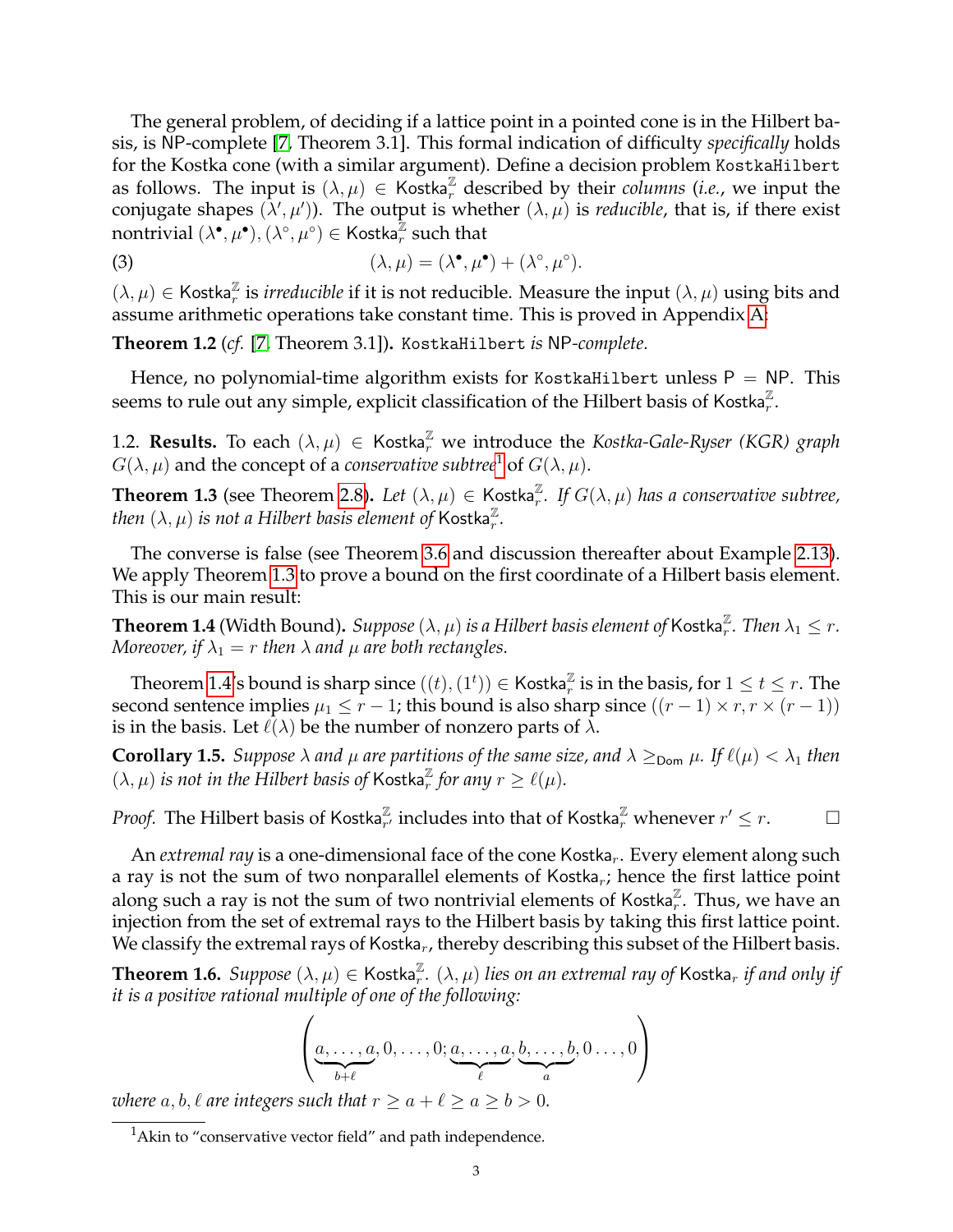The general problem, of deciding if a lattice point in a pointed cone is in the Hilbert basis, is NP-complete [7, Theorem 3.1]. This formal indication of difficulty *specifically* holds for the Kostka cone (with a similar argument). Define a decision problem `KostkaHilbert` as follows. The input is $(\lambda, \mu) \in \mathsf{Kostka}_r^{\mathbb{Z}}$ described by their *columns* (*i.e.*, we input the conjugate shapes $(\lambda', \mu')$). The output is whether $(\lambda, \mu)$ is *reducible*, that is, if there exist nontrivial $(\lambda^\bullet, \mu^\bullet), (\lambda^\circ, \mu^\circ) \in \mathsf{Kostka}_r^{\mathbb{Z}}$ such that

$$(\lambda, \mu) = (\lambda^\bullet, \mu^\bullet) + (\lambda^\circ, \mu^\circ). \tag{3}$$

$(\lambda, \mu) \in \mathsf{Kostka}_r^{\mathbb{Z}}$ is *irreducible* if it is not reducible. Measure the input $(\lambda, \mu)$ using bits and assume arithmetic operations take constant time. This is proved in Appendix A:

**Theorem 1.2** (*cf.* [7, Theorem 3.1])**.** *`KostkaHilbert` is NP-complete.*

Hence, no polynomial-time algorithm exists for `KostkaHilbert` unless P = NP. This seems to rule out any simple, explicit classification of the Hilbert basis of $\mathsf{Kostka}_r^{\mathbb{Z}}$.

1.2. **Results.** To each $(\lambda, \mu) \in \mathsf{Kostka}_r^{\mathbb{Z}}$ we introduce the *Kostka-Gale-Ryser (KGR) graph* $G(\lambda, \mu)$ and the concept of a *conservative subtree*[1] of $G(\lambda, \mu)$.

**Theorem 1.3** (see Theorem 2.8)**.** *Let $(\lambda, \mu) \in \mathsf{Kostka}_r^{\mathbb{Z}}$. If $G(\lambda, \mu)$ has a conservative subtree, then $(\lambda, \mu)$ is not a Hilbert basis element of $\mathsf{Kostka}_r^{\mathbb{Z}}$.*

The converse is false (see Theorem 3.6 and discussion thereafter about Example 2.13). We apply Theorem 1.3 to prove a bound on the first coordinate of a Hilbert basis element. This is our main result:

**Theorem 1.4** (Width Bound)**.** *Suppose $(\lambda, \mu)$ is a Hilbert basis element of $\mathsf{Kostka}_r^{\mathbb{Z}}$. Then $\lambda_1 \leq r$. Moreover, if $\lambda_1 = r$ then $\lambda$ and $\mu$ are both rectangles.*

Theorem 1.4's bound is sharp since $((t), (1^t)) \in \mathsf{Kostka}_r^{\mathbb{Z}}$ is in the basis, for $1 \leq t \leq r$. The second sentence implies $\mu_1 \leq r - 1$; this bound is also sharp since $((r-1) \times r, r \times (r-1))$ is in the basis. Let $\ell(\lambda)$ be the number of nonzero parts of $\lambda$.

**Corollary 1.5.** *Suppose $\lambda$ and $\mu$ are partitions of the same size, and $\lambda \geq_{\mathsf{Dom}} \mu$. If $\ell(\mu) < \lambda_1$ then $(\lambda, \mu)$ is not in the Hilbert basis of $\mathsf{Kostka}_r^{\mathbb{Z}}$ for any $r \geq \ell(\mu)$.*

*Proof.* The Hilbert basis of $\mathsf{Kostka}_{r'}^{\mathbb{Z}}$ includes into that of $\mathsf{Kostka}_r^{\mathbb{Z}}$ whenever $r' \leq r$. $\square$

An *extremal ray* is a one-dimensional face of the cone $\mathsf{Kostka}_r$. Every element along such a ray is not the sum of two nonparallel elements of $\mathsf{Kostka}_r$; hence the first lattice point along such a ray is not the sum of two nontrivial elements of $\mathsf{Kostka}_r^{\mathbb{Z}}$. Thus, we have an injection from the set of extremal rays to the Hilbert basis by taking this first lattice point. We classify the extremal rays of $\mathsf{Kostka}_r$, thereby describing this subset of the Hilbert basis.

**Theorem 1.6.** *Suppose $(\lambda, \mu) \in \mathsf{Kostka}_r^{\mathbb{Z}}$. $(\lambda, \mu)$ lies on an extremal ray of $\mathsf{Kostka}_r$ if and only if it is a positive rational multiple of one of the following:*

$$\left(\underbrace{a, \ldots, a}_{b+\ell}, 0, \ldots, 0; \underbrace{a, \ldots, a}_{\ell}, \underbrace{b, \ldots, b}_{a}, 0 \ldots, 0\right)$$

*where $a, b, \ell$ are integers such that $r \geq a + \ell \geq a \geq b > 0$.*

[1] Akin to "conservative vector field" and path independence.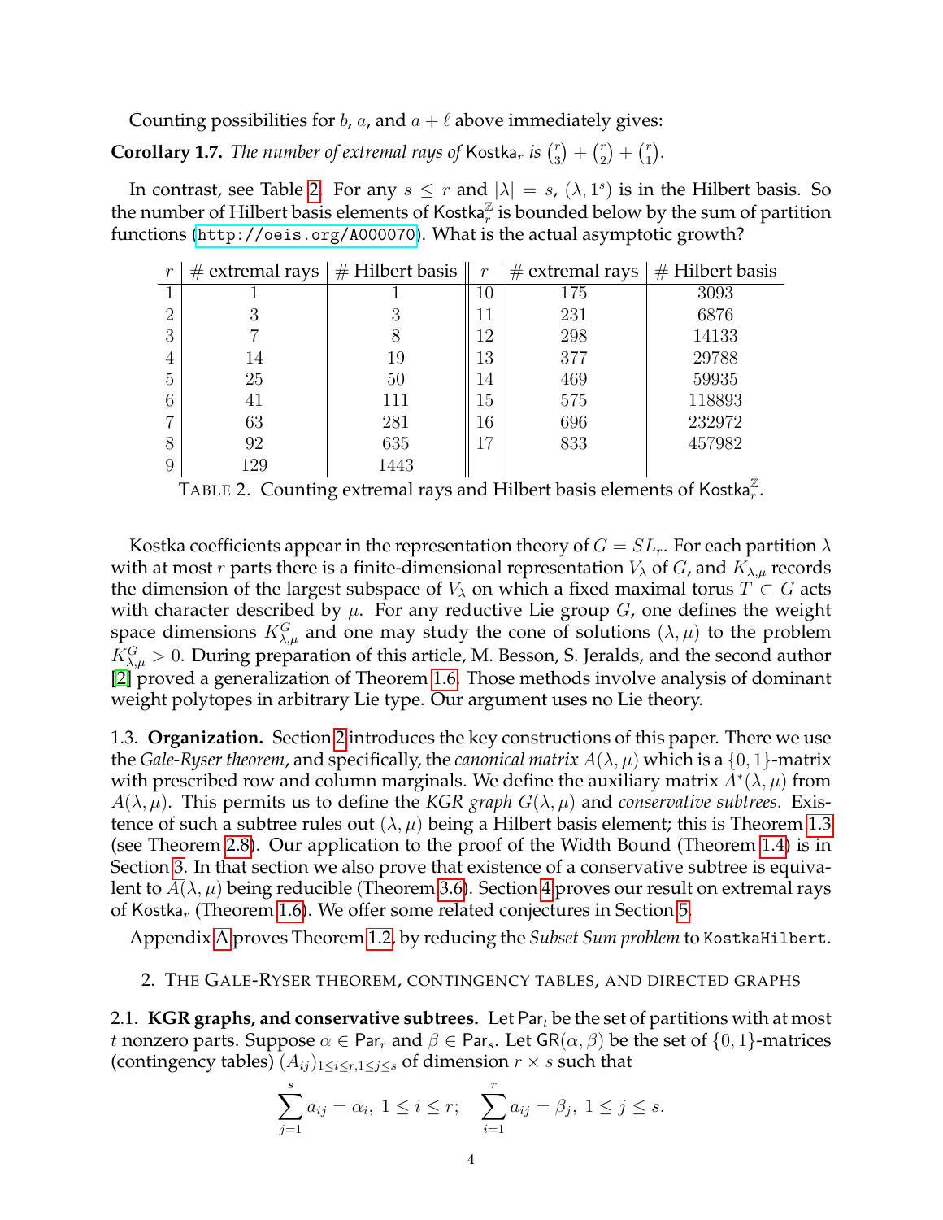Counting possibilities for $b$, $a$, and $a + \ell$ above immediately gives:

**Corollary 1.7.** *The number of extremal rays of* $\mathsf{Kostka}_r$ *is* $\binom{r}{3} + \binom{r}{2} + \binom{r}{1}$.

In contrast, see Table 2. For any $s \leq r$ and $|\lambda| = s$, $(\lambda, 1^s)$ is in the Hilbert basis. So the number of Hilbert basis elements of $\mathsf{Kostka}_r^{\mathbb{Z}}$ is bounded below by the sum of partition functions (http://oeis.org/A000070). What is the actual asymptotic growth?

| $r$ | # extremal rays | # Hilbert basis | $r$ | # extremal rays | # Hilbert basis |
|---|---|---|---|---|---|
| 1 | 1 | 1 | 10 | 175 | 3093 |
| 2 | 3 | 3 | 11 | 231 | 6876 |
| 3 | 7 | 8 | 12 | 298 | 14133 |
| 4 | 14 | 19 | 13 | 377 | 29788 |
| 5 | 25 | 50 | 14 | 469 | 59935 |
| 6 | 41 | 111 | 15 | 575 | 118893 |
| 7 | 63 | 281 | 16 | 696 | 232972 |
| 8 | 92 | 635 | 17 | 833 | 457982 |
| 9 | 129 | 1443 | | | |

TABLE 2. Counting extremal rays and Hilbert basis elements of $\mathsf{Kostka}_r^{\mathbb{Z}}$.

Kostka coefficients appear in the representation theory of $G = SL_r$. For each partition $\lambda$ with at most $r$ parts there is a finite-dimensional representation $V_\lambda$ of $G$, and $K_{\lambda,\mu}$ records the dimension of the largest subspace of $V_\lambda$ on which a fixed maximal torus $T \subset G$ acts with character described by $\mu$. For any reductive Lie group $G$, one defines the weight space dimensions $K^G_{\lambda,\mu}$ and one may study the cone of solutions $(\lambda, \mu)$ to the problem $K^G_{\lambda,\mu} > 0$. During preparation of this article, M. Besson, S. Jeralds, and the second author [2] proved a generalization of Theorem 1.6. Those methods involve analysis of dominant weight polytopes in arbitrary Lie type. Our argument uses no Lie theory.

1.3. **Organization.** Section 2 introduces the key constructions of this paper. There we use the *Gale-Ryser theorem*, and specifically, the *canonical matrix* $A(\lambda, \mu)$ which is a $\{0, 1\}$-matrix with prescribed row and column marginals. We define the auxiliary matrix $A^*(\lambda, \mu)$ from $A(\lambda, \mu)$. This permits us to define the *KGR graph* $G(\lambda, \mu)$ and *conservative subtrees*. Existence of such a subtree rules out $(\lambda, \mu)$ being a Hilbert basis element; this is Theorem 1.3 (see Theorem 2.8). Our application to the proof of the Width Bound (Theorem 1.4) is in Section 3. In that section we also prove that existence of a conservative subtree is equivalent to $A(\lambda, \mu)$ being reducible (Theorem 3.6). Section 4 proves our result on extremal rays of $\mathsf{Kostka}_r$ (Theorem 1.6). We offer some related conjectures in Section 5.

Appendix A proves Theorem 1.2, by reducing the *Subset Sum problem* to `KostkaHilbert`.

## 2. THE GALE-RYSER THEOREM, CONTINGENCY TABLES, AND DIRECTED GRAPHS

2.1. **KGR graphs, and conservative subtrees.** Let $\mathsf{Par}_t$ be the set of partitions with at most $t$ nonzero parts. Suppose $\alpha \in \mathsf{Par}_r$ and $\beta \in \mathsf{Par}_s$. Let $\mathsf{GR}(\alpha, \beta)$ be the set of $\{0, 1\}$-matrices (contingency tables) $(A_{ij})_{1 \leq i \leq r, 1 \leq j \leq s}$ of dimension $r \times s$ such that

$$\sum_{j=1}^{s} a_{ij} = \alpha_i, \ 1 \leq i \leq r; \quad \sum_{i=1}^{r} a_{ij} = \beta_j, \ 1 \leq j \leq s.$$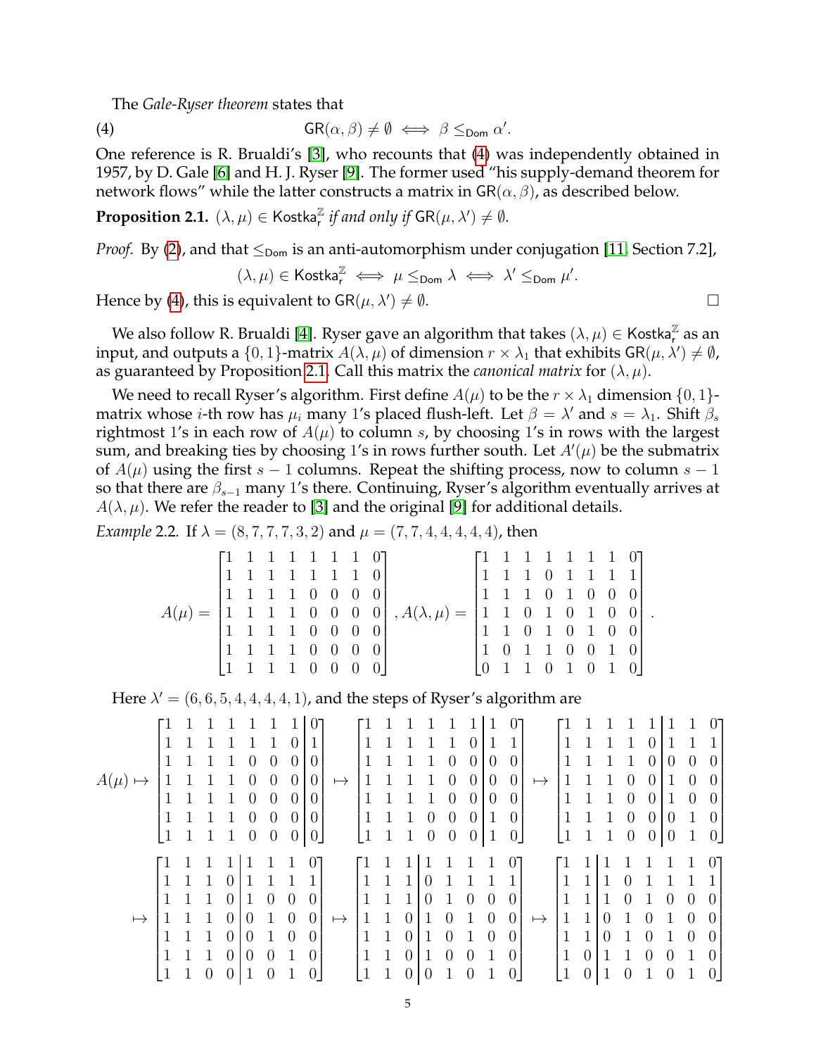The *Gale-Ryser theorem* states that

$$\mathsf{GR}(\alpha, \beta) \neq \emptyset \iff \beta \leq_{\mathsf{Dom}} \alpha'. \tag{4}$$

One reference is R. Brualdi's [3], who recounts that (4) was independently obtained in 1957, by D. Gale [6] and H. J. Ryser [9]. The former used "his supply-demand theorem for network flows" while the latter constructs a matrix in $\mathsf{GR}(\alpha, \beta)$, as described below.

**Proposition 2.1.** *$(\lambda, \mu) \in \mathsf{Kostka}_r^{\mathbb{Z}}$ if and only if $\mathsf{GR}(\mu, \lambda') \neq \emptyset$.*

*Proof.* By (2), and that $\leq_{\mathsf{Dom}}$ is an anti-automorphism under conjugation [11, Section 7.2],

$$(\lambda, \mu) \in \mathsf{Kostka}_r^{\mathbb{Z}} \iff \mu \leq_{\mathsf{Dom}} \lambda \iff \lambda' \leq_{\mathsf{Dom}} \mu'.$$

Hence by (4), this is equivalent to $\mathsf{GR}(\mu, \lambda') \neq \emptyset$. $\square$

We also follow R. Brualdi [4]. Ryser gave an algorithm that takes $(\lambda, \mu) \in \mathsf{Kostka}_r^{\mathbb{Z}}$ as an input, and outputs a $\{0, 1\}$-matrix $A(\lambda, \mu)$ of dimension $r \times \lambda_1$ that exhibits $\mathsf{GR}(\mu, \lambda') \neq \emptyset$, as guaranteed by Proposition 2.1. Call this matrix the *canonical matrix* for $(\lambda, \mu)$.

We need to recall Ryser's algorithm. First define $A(\mu)$ to be the $r \times \lambda_1$ dimension $\{0, 1\}$-matrix whose $i$-th row has $\mu_i$ many 1's placed flush-left. Let $\beta = \lambda'$ and $s = \lambda_1$. Shift $\beta_s$ rightmost 1's in each row of $A(\mu)$ to column $s$, by choosing 1's in rows with the largest sum, and breaking ties by choosing 1's in rows further south. Let $A'(\mu)$ be the submatrix of $A(\mu)$ using the first $s - 1$ columns. Repeat the shifting process, now to column $s - 1$ so that there are $\beta_{s-1}$ many 1's there. Continuing, Ryser's algorithm eventually arrives at $A(\lambda, \mu)$. We refer the reader to [3] and the original [9] for additional details.

*Example* 2.2. If $\lambda = (8, 7, 7, 7, 3, 2)$ and $\mu = (7, 7, 4, 4, 4, 4, 4)$, then

$$A(\mu) = \begin{bmatrix} 1&1&1&1&1&1&1&0 \\ 1&1&1&1&1&1&1&0 \\ 1&1&1&1&0&0&0&0 \\ 1&1&1&1&0&0&0&0 \\ 1&1&1&1&0&0&0&0 \\ 1&1&1&1&0&0&0&0 \\ 1&1&1&1&0&0&0&0 \end{bmatrix}, A(\lambda, \mu) = \begin{bmatrix} 1&1&1&1&1&1&1&0 \\ 1&1&1&0&1&1&1&1 \\ 1&1&1&0&1&0&0&0 \\ 1&1&0&1&0&1&0&0 \\ 1&1&0&1&0&1&0&0 \\ 1&0&1&1&0&0&1&0 \\ 0&1&1&0&1&0&1&0 \end{bmatrix}.$$

Here $\lambda' = (6, 6, 5, 4, 4, 4, 4, 1)$, and the steps of Ryser's algorithm are

$$A(\mu) \mapsto \left[\begin{array}{ccccccc|c} 1&1&1&1&1&1&1&0 \\ 1&1&1&1&1&1&0&1 \\ 1&1&1&1&0&0&0&0 \\ 1&1&1&1&0&0&0&0 \\ 1&1&1&1&0&0&0&0 \\ 1&1&1&1&0&0&0&0 \\ 1&1&1&1&0&0&0&0 \end{array}\right] \mapsto \left[\begin{array}{cccccc|cc} 1&1&1&1&1&1&1&0 \\ 1&1&1&1&1&0&1&1 \\ 1&1&1&1&0&0&0&0 \\ 1&1&1&1&0&0&0&0 \\ 1&1&1&1&0&0&0&0 \\ 1&1&1&0&0&0&1&0 \\ 1&1&1&0&0&0&1&0 \end{array}\right] \mapsto \left[\begin{array}{ccccc|ccc} 1&1&1&1&1&1&1&0 \\ 1&1&1&1&0&1&1&1 \\ 1&1&1&1&0&0&0&0 \\ 1&1&1&0&0&1&0&0 \\ 1&1&1&0&0&1&0&0 \\ 1&1&1&0&0&0&1&0 \\ 1&1&1&0&0&0&1&0 \end{array}\right]$$

$$\mapsto \left[\begin{array}{cccc|cccc} 1&1&1&1&1&1&1&0 \\ 1&1&1&0&1&1&1&1 \\ 1&1&1&0&1&0&0&0 \\ 1&1&1&0&0&1&0&0 \\ 1&1&1&0&0&1&0&0 \\ 1&1&1&0&0&0&1&0 \\ 1&1&0&0&1&0&1&0 \end{array}\right] \mapsto \left[\begin{array}{ccc|ccccc} 1&1&1&1&1&1&1&0 \\ 1&1&1&0&1&1&1&1 \\ 1&1&1&0&1&0&0&0 \\ 1&1&0&1&0&1&0&0 \\ 1&1&0&1&0&1&0&0 \\ 1&1&0&1&0&0&1&0 \\ 1&1&0&0&1&0&1&0 \end{array}\right] \mapsto \left[\begin{array}{cc|cccccc} 1&1&1&1&1&1&1&0 \\ 1&1&1&0&1&1&1&1 \\ 1&1&1&0&1&0&0&0 \\ 1&1&0&1&0&1&0&0 \\ 1&1&0&1&0&1&0&0 \\ 1&0&1&1&0&0&1&0 \\ 1&0&1&0&1&0&1&0 \end{array}\right]$$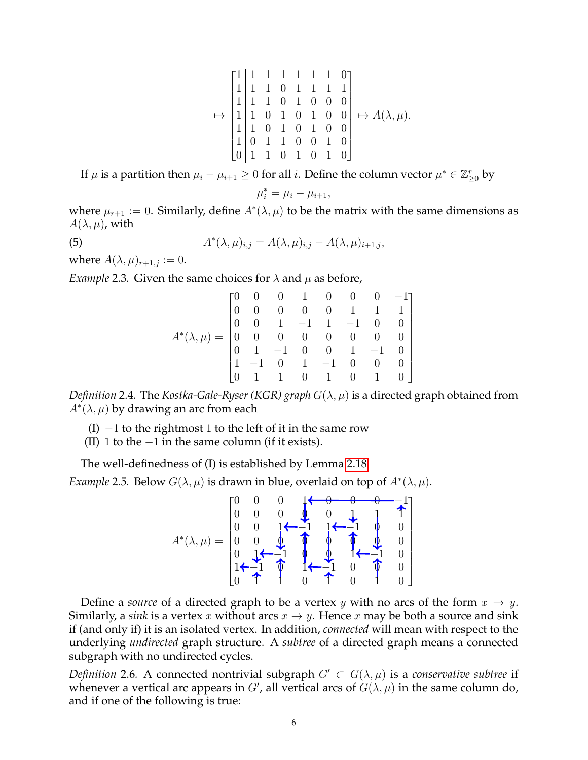$$\mapsto \left[\begin{array}{c|ccccccc} 1 & 1 & 1 & 1 & 1 & 1 & 1 & 0 \\ 1 & 1 & 1 & 0 & 1 & 1 & 1 & 1 \\ 1 & 1 & 1 & 0 & 1 & 0 & 0 & 0 \\ 1 & 1 & 0 & 1 & 0 & 1 & 0 & 0 \\ 1 & 1 & 0 & 1 & 0 & 1 & 0 & 0 \\ 1 & 0 & 1 & 1 & 0 & 0 & 1 & 0 \\ 0 & 1 & 1 & 0 & 1 & 0 & 1 & 0 \end{array}\right] \mapsto A(\lambda, \mu).$$

If $\mu$ is a partition then $\mu_i - \mu_{i+1} \geq 0$ for all $i$. Define the column vector $\mu^* \in \mathbb{Z}^r_{\geq 0}$ by

$$\mu^*_i = \mu_i - \mu_{i+1},$$

where $\mu_{r+1} := 0$. Similarly, define $A^*(\lambda, \mu)$ to be the matrix with the same dimensions as $A(\lambda, \mu)$, with

$$A^*(\lambda, \mu)_{i,j} = A(\lambda, \mu)_{i,j} - A(\lambda, \mu)_{i+1,j}, \tag{5}$$

where $A(\lambda, \mu)_{r+1,j} := 0$.

*Example* 2.3. Given the same choices for $\lambda$ and $\mu$ as before,

$$A^*(\lambda, \mu) = \begin{bmatrix} 0 & 0 & 0 & 1 & 0 & 0 & 0 & -1 \\ 0 & 0 & 0 & 0 & 0 & 1 & 1 & 1 \\ 0 & 0 & 1 & -1 & 1 & -1 & 0 & 0 \\ 0 & 0 & 0 & 0 & 0 & 0 & 0 & 0 \\ 0 & 1 & -1 & 0 & 0 & 1 & -1 & 0 \\ 1 & -1 & 0 & 1 & -1 & 0 & 0 & 0 \\ 0 & 1 & 1 & 0 & 1 & 0 & 1 & 0 \end{bmatrix}$$

*Definition* 2.4. The *Kostka-Gale-Ryser (KGR) graph* $G(\lambda, \mu)$ is a directed graph obtained from $A^*(\lambda, \mu)$ by drawing an arc from each

(I) $-1$ to the rightmost $1$ to the left of it in the same row

(II) $1$ to the $-1$ in the same column (if it exists).

The well-definedness of (I) is established by Lemma 2.18.

*Example* 2.5. Below $G(\lambda, \mu)$ is drawn in blue, overlaid on top of $A^*(\lambda, \mu)$.

$$A^*(\lambda, \mu) = \begin{bmatrix} 0 & 0 & 0 & 1 & 0 & 0 & 0 & -1 \\ 0 & 0 & 0 & 0 & 0 & 1 & 1 & 1 \\ 0 & 0 & 1 & -1 & 1 & -1 & 0 & 0 \\ 0 & 0 & 0 & 0 & 0 & 0 & 0 & 0 \\ 0 & 1 & -1 & 0 & 0 & 1 & -1 & 0 \\ 1 & -1 & 0 & 1 & -1 & 0 & 0 & 0 \\ 0 & 1 & 1 & 0 & 1 & 0 & 1 & 0 \end{bmatrix}$$

Define a *source* of a directed graph to be a vertex $y$ with no arcs of the form $x \to y$. Similarly, a *sink* is a vertex $x$ without arcs $x \to y$. Hence $x$ may be both a source and sink if (and only if) it is an isolated vertex. In addition, *connected* will mean with respect to the underlying *undirected* graph structure. A *subtree* of a directed graph means a connected subgraph with no undirected cycles.

*Definition* 2.6. A connected nontrivial subgraph $G' \subset G(\lambda, \mu)$ is a *conservative subtree* if whenever a vertical arc appears in $G'$, all vertical arcs of $G(\lambda, \mu)$ in the same column do, and if one of the following is true: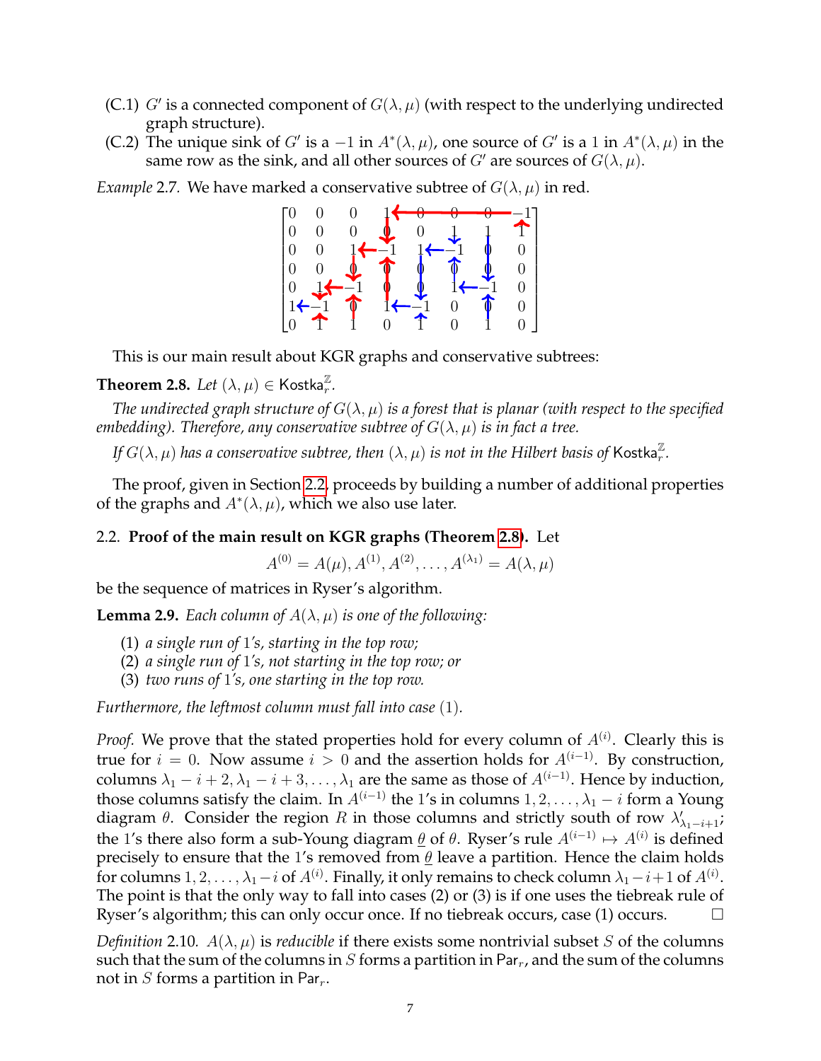(C.1) $G'$ is a connected component of $G(\lambda,\mu)$ (with respect to the underlying undirected graph structure).

(C.2) The unique sink of $G'$ is a $-1$ in $A^*(\lambda,\mu)$, one source of $G'$ is a $1$ in $A^*(\lambda,\mu)$ in the same row as the sink, and all other sources of $G'$ are sources of $G(\lambda,\mu)$.

*Example* 2.7. We have marked a conservative subtree of $G(\lambda,\mu)$ in red.

$$\begin{bmatrix} 0 & 0 & 0 & 1 & 0 & 0 & 0 & -1 \\ 0 & 0 & 0 & 0 & 0 & 1 & 1 & 1 \\ 0 & 0 & 1 & -1 & 1 & -1 & 0 & 0 \\ 0 & 0 & 0 & 0 & 0 & 0 & 0 & 0 \\ 0 & 1 & -1 & 0 & 0 & 1 & -1 & 0 \\ 1 & -1 & 0 & 1 & -1 & 0 & 0 & 0 \\ 0 & 1 & 1 & 0 & 1 & 0 & 1 & 0 \end{bmatrix}$$

This is our main result about KGR graphs and conservative subtrees:

**Theorem 2.8.** *Let $(\lambda,\mu) \in \mathsf{Kostka}_r^{\mathbb{Z}}$.*

*The undirected graph structure of $G(\lambda,\mu)$ is a forest that is planar (with respect to the specified embedding). Therefore, any conservative subtree of $G(\lambda,\mu)$ is in fact a tree.*

*If $G(\lambda,\mu)$ has a conservative subtree, then $(\lambda,\mu)$ is not in the Hilbert basis of $\mathsf{Kostka}_r^{\mathbb{Z}}$.*

The proof, given in Section 2.2, proceeds by building a number of additional properties of the graphs and $A^*(\lambda,\mu)$, which we also use later.

## 2.2. Proof of the main result on KGR graphs (Theorem 2.8).

Let

$$A^{(0)} = A(\mu), A^{(1)}, A^{(2)}, \ldots, A^{(\lambda_1)} = A(\lambda,\mu)$$

be the sequence of matrices in Ryser's algorithm.

**Lemma 2.9.** *Each column of $A(\lambda,\mu)$ is one of the following:*

1. *a single run of 1's, starting in the top row;*
2. *a single run of 1's, not starting in the top row; or*
3. *two runs of 1's, one starting in the top row.*

*Furthermore, the leftmost column must fall into case (1).*

*Proof.* We prove that the stated properties hold for every column of $A^{(i)}$. Clearly this is true for $i=0$. Now assume $i>0$ and the assertion holds for $A^{(i-1)}$. By construction, columns $\lambda_1-i+2, \lambda_1-i+3, \ldots, \lambda_1$ are the same as those of $A^{(i-1)}$. Hence by induction, those columns satisfy the claim. In $A^{(i-1)}$ the 1's in columns $1,2,\ldots,\lambda_1-i$ form a Young diagram $\theta$. Consider the region $R$ in those columns and strictly south of row $\lambda'_{\lambda_1-i+1}$; the 1's there also form a sub-Young diagram $\underline{\theta}$ of $\theta$. Ryser's rule $A^{(i-1)} \mapsto A^{(i)}$ is defined precisely to ensure that the 1's removed from $\underline{\theta}$ leave a partition. Hence the claim holds for columns $1,2,\ldots,\lambda_1-i$ of $A^{(i)}$. Finally, it only remains to check column $\lambda_1-i+1$ of $A^{(i)}$. The point is that the only way to fall into cases (2) or (3) is if one uses the tiebreak rule of Ryser's algorithm; this can only occur once. If no tiebreak occurs, case (1) occurs. □

*Definition* 2.10. $A(\lambda,\mu)$ is *reducible* if there exists some nontrivial subset $S$ of the columns such that the sum of the columns in $S$ forms a partition in $\mathsf{Par}_r$, and the sum of the columns not in $S$ forms a partition in $\mathsf{Par}_r$.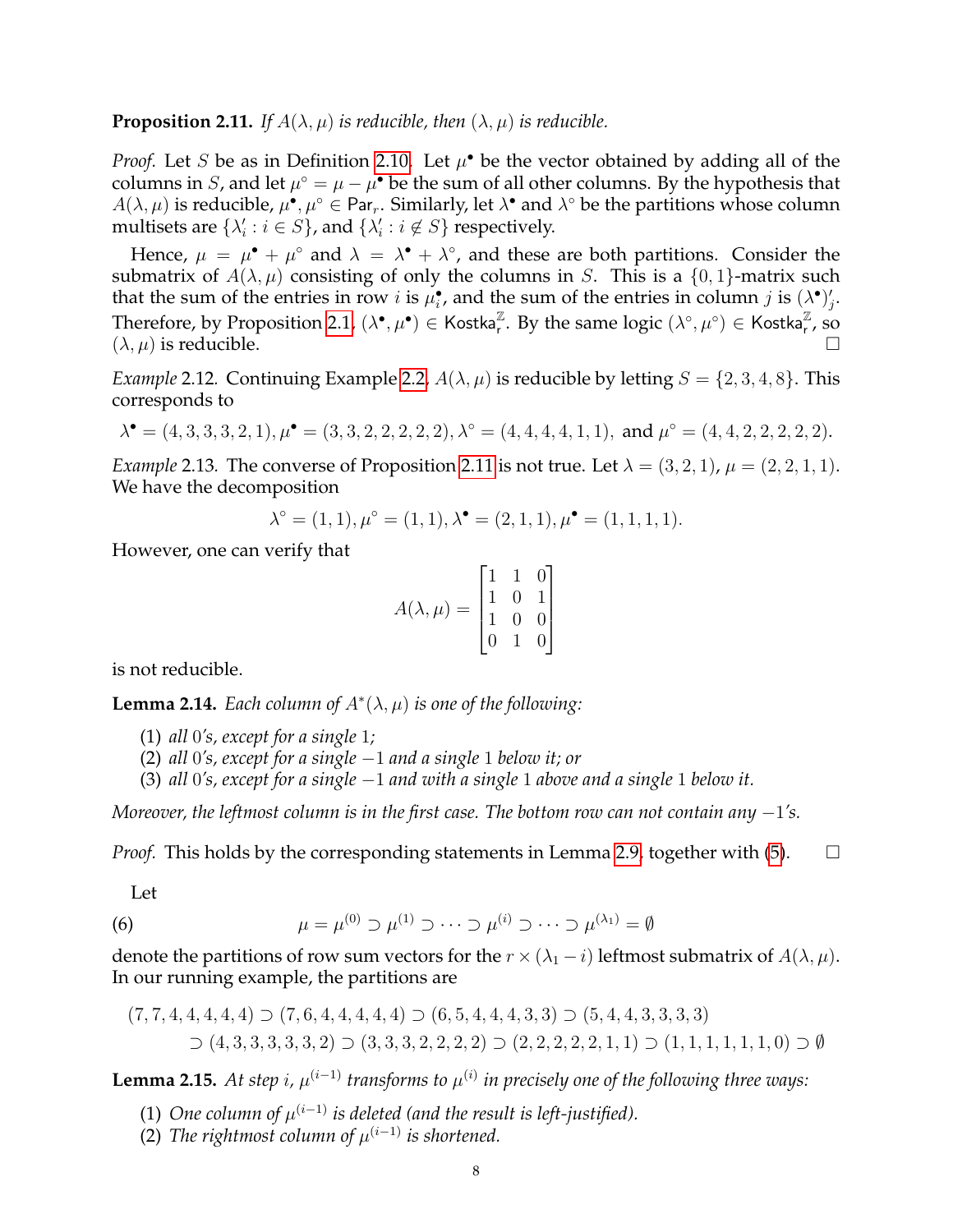**Proposition 2.11.** *If $A(\lambda, \mu)$ is reducible, then $(\lambda, \mu)$ is reducible.*

*Proof.* Let $S$ be as in Definition 2.10. Let $\mu^\bullet$ be the vector obtained by adding all of the columns in $S$, and let $\mu^\circ = \mu - \mu^\bullet$ be the sum of all other columns. By the hypothesis that $A(\lambda, \mu)$ is reducible, $\mu^\bullet, \mu^\circ \in \mathsf{Par}_r$. Similarly, let $\lambda^\bullet$ and $\lambda^\circ$ be the partitions whose column multisets are $\{\lambda'_i : i \in S\}$, and $\{\lambda'_i : i \notin S\}$ respectively.

Hence, $\mu = \mu^\bullet + \mu^\circ$ and $\lambda = \lambda^\bullet + \lambda^\circ$, and these are both partitions. Consider the submatrix of $A(\lambda, \mu)$ consisting of only the columns in $S$. This is a $\{0, 1\}$-matrix such that the sum of the entries in row $i$ is $\mu^\bullet_i$, and the sum of the entries in column $j$ is $(\lambda^\bullet)'_j$. Therefore, by Proposition 2.1, $(\lambda^\bullet, \mu^\bullet) \in \mathsf{Kostka}^{\mathbb{Z}}_r$. By the same logic $(\lambda^\circ, \mu^\circ) \in \mathsf{Kostka}^{\mathbb{Z}}_r$, so $(\lambda, \mu)$ is reducible. $\square$

*Example* 2.12. Continuing Example 2.2, $A(\lambda, \mu)$ is reducible by letting $S = \{2, 3, 4, 8\}$. This corresponds to

$$\lambda^\bullet = (4, 3, 3, 3, 2, 1), \mu^\bullet = (3, 3, 2, 2, 2, 2, 2), \lambda^\circ = (4, 4, 4, 4, 1, 1), \text{ and } \mu^\circ = (4, 4, 2, 2, 2, 2, 2).$$

*Example* 2.13. The converse of Proposition 2.11 is not true. Let $\lambda = (3, 2, 1)$, $\mu = (2, 2, 1, 1)$. We have the decomposition

$$\lambda^\circ = (1, 1), \mu^\circ = (1, 1), \lambda^\bullet = (2, 1, 1), \mu^\bullet = (1, 1, 1, 1).$$

However, one can verify that

$$A(\lambda, \mu) = \begin{bmatrix} 1 & 1 & 0 \\ 1 & 0 & 1 \\ 1 & 0 & 0 \\ 0 & 1 & 0 \end{bmatrix}$$

is not reducible.

**Lemma 2.14.** *Each column of $A^*(\lambda, \mu)$ is one of the following:*

1. *all 0's, except for a single 1;*
2. *all 0's, except for a single $-1$ and a single 1 below it; or*
3. *all 0's, except for a single $-1$ and with a single 1 above and a single 1 below it.*

*Moreover, the leftmost column is in the first case. The bottom row can not contain any $-1$'s.*

*Proof.* This holds by the corresponding statements in Lemma 2.9, together with (5). $\square$

Let

$$\mu = \mu^{(0)} \supset \mu^{(1)} \supset \cdots \supset \mu^{(i)} \supset \cdots \supset \mu^{(\lambda_1)} = \emptyset \tag{6}$$

denote the partitions of row sum vectors for the $r \times (\lambda_1 - i)$ leftmost submatrix of $A(\lambda, \mu)$. In our running example, the partitions are

$$(7, 7, 4, 4, 4, 4, 4) \supset (7, 6, 4, 4, 4, 4, 4) \supset (6, 5, 4, 4, 4, 3, 3) \supset (5, 4, 4, 3, 3, 3, 3)$$
$$\supset (4, 3, 3, 3, 3, 3, 2) \supset (3, 3, 3, 2, 2, 2, 2) \supset (2, 2, 2, 2, 2, 1, 1) \supset (1, 1, 1, 1, 1, 1, 0) \supset \emptyset$$

**Lemma 2.15.** *At step $i$, $\mu^{(i-1)}$ transforms to $\mu^{(i)}$ in precisely one of the following three ways:*

1. *One column of $\mu^{(i-1)}$ is deleted (and the result is left-justified).*
2. *The rightmost column of $\mu^{(i-1)}$ is shortened.*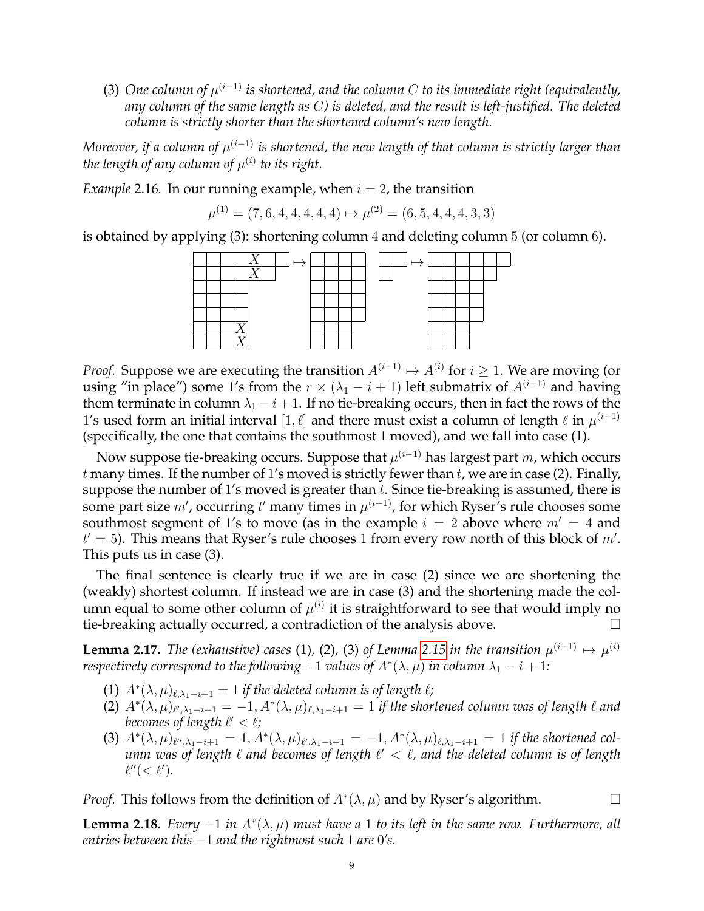(3) *One column of $\mu^{(i-1)}$ is shortened, and the column $C$ to its immediate right (equivalently, any column of the same length as $C$) is deleted, and the result is left-justified. The deleted column is strictly shorter than the shortened column's new length.*

*Moreover, if a column of $\mu^{(i-1)}$ is shortened, the new length of that column is strictly larger than the length of any column of $\mu^{(i)}$ to its right.*

*Example* 2.16. In our running example, when $i = 2$, the transition

$$\mu^{(1)} = (7, 6, 4, 4, 4, 4, 4) \mapsto \mu^{(2)} = (6, 5, 4, 4, 4, 3, 3)$$

is obtained by applying (3): shortening column 4 and deleting column 5 (or column 6).

*Proof.* Suppose we are executing the transition $A^{(i-1)} \mapsto A^{(i)}$ for $i \geq 1$. We are moving (or using "in place") some 1's from the $r \times (\lambda_1 - i + 1)$ left submatrix of $A^{(i-1)}$ and having them terminate in column $\lambda_1 - i + 1$. If no tie-breaking occurs, then in fact the rows of the 1's used form an initial interval $[1, \ell]$ and there must exist a column of length $\ell$ in $\mu^{(i-1)}$ (specifically, the one that contains the southmost 1 moved), and we fall into case (1).

Now suppose tie-breaking occurs. Suppose that $\mu^{(i-1)}$ has largest part $m$, which occurs $t$ many times. If the number of 1's moved is strictly fewer than $t$, we are in case (2). Finally, suppose the number of 1's moved is greater than $t$. Since tie-breaking is assumed, there is some part size $m'$, occurring $t'$ many times in $\mu^{(i-1)}$, for which Ryser's rule chooses some southmost segment of 1's to move (as in the example $i = 2$ above where $m' = 4$ and $t' = 5$). This means that Ryser's rule chooses 1 from every row north of this block of $m'$. This puts us in case (3).

The final sentence is clearly true if we are in case (2) since we are shortening the (weakly) shortest column. If instead we are in case (3) and the shortening made the column equal to some other column of $\mu^{(i)}$ it is straightforward to see that would imply no tie-breaking actually occurred, a contradiction of the analysis above. $\square$

**Lemma 2.17.** *The (exhaustive) cases* (1), (2), (3) *of Lemma 2.15 in the transition $\mu^{(i-1)} \mapsto \mu^{(i)}$ respectively correspond to the following $\pm 1$ values of $A^*(\lambda, \mu)$ in column $\lambda_1 - i + 1$:*

(1) $A^*(\lambda, \mu)_{\ell, \lambda_1 - i + 1} = 1$ *if the deleted column is of length $\ell$;*
(2) $A^*(\lambda, \mu)_{\ell', \lambda_1 - i + 1} = -1, A^*(\lambda, \mu)_{\ell, \lambda_1 - i + 1} = 1$ *if the shortened column was of length $\ell$ and becomes of length $\ell' < \ell$;*
(3) $A^*(\lambda, \mu)_{\ell'', \lambda_1 - i + 1} = 1, A^*(\lambda, \mu)_{\ell', \lambda_1 - i + 1} = -1, A^*(\lambda, \mu)_{\ell, \lambda_1 - i + 1} = 1$ *if the shortened column was of length $\ell$ and becomes of length $\ell' < \ell$, and the deleted column is of length $\ell''(< \ell')$.*

*Proof.* This follows from the definition of $A^*(\lambda, \mu)$ and by Ryser's algorithm. $\square$

**Lemma 2.18.** *Every $-1$ in $A^*(\lambda, \mu)$ must have a 1 to its left in the same row. Furthermore, all entries between this $-1$ and the rightmost such 1 are 0's.*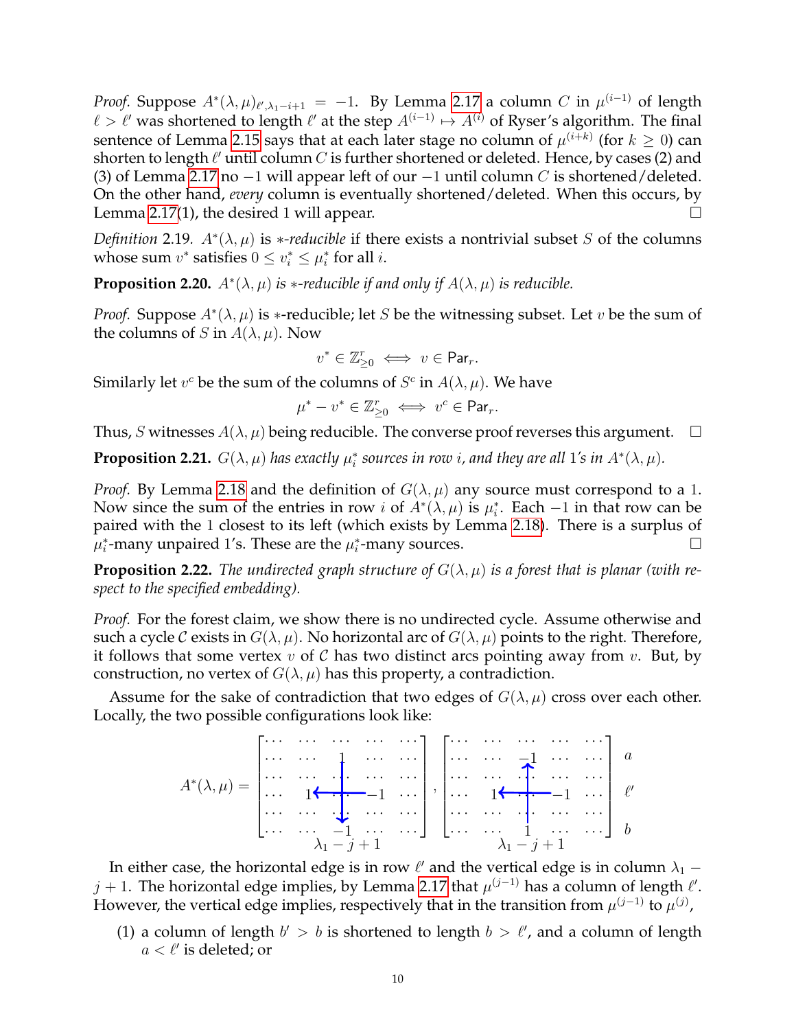*Proof.* Suppose $A^*(\lambda,\mu)_{\ell',\lambda_1-i+1} = -1$. By Lemma 2.17 a column $C$ in $\mu^{(i-1)}$ of length $\ell > \ell'$ was shortened to length $\ell'$ at the step $A^{(i-1)} \mapsto A^{(i)}$ of Ryser's algorithm. The final sentence of Lemma 2.15 says that at each later stage no column of $\mu^{(i+k)}$ (for $k \geq 0$) can shorten to length $\ell'$ until column $C$ is further shortened or deleted. Hence, by cases (2) and (3) of Lemma 2.17 no $-1$ will appear left of our $-1$ until column $C$ is shortened/deleted. On the other hand, *every* column is eventually shortened/deleted. When this occurs, by Lemma 2.17(1), the desired 1 will appear. □

*Definition* 2.19. $A^*(\lambda,\mu)$ is $*$*-reducible* if there exists a nontrivial subset $S$ of the columns whose sum $v^*$ satisfies $0 \leq v_i^* \leq \mu_i^*$ for all $i$.

**Proposition 2.20.** *$A^*(\lambda,\mu)$ is $*$-reducible if and only if $A(\lambda,\mu)$ is reducible.*

*Proof.* Suppose $A^*(\lambda,\mu)$ is $*$-reducible; let $S$ be the witnessing subset. Let $v$ be the sum of the columns of $S$ in $A(\lambda,\mu)$. Now

$$v^* \in \mathbb{Z}^r_{\geq 0} \iff v \in \mathsf{Par}_r.$$

Similarly let $v^c$ be the sum of the columns of $S^c$ in $A(\lambda,\mu)$. We have

$$\mu^* - v^* \in \mathbb{Z}^r_{\geq 0} \iff v^c \in \mathsf{Par}_r.$$

Thus, $S$ witnesses $A(\lambda,\mu)$ being reducible. The converse proof reverses this argument. □

**Proposition 2.21.** *$G(\lambda,\mu)$ has exactly $\mu_i^*$ sources in row $i$, and they are all 1's in $A^*(\lambda,\mu)$.*

*Proof.* By Lemma 2.18 and the definition of $G(\lambda,\mu)$ any source must correspond to a 1. Now since the sum of the entries in row $i$ of $A^*(\lambda,\mu)$ is $\mu_i^*$. Each $-1$ in that row can be paired with the 1 closest to its left (which exists by Lemma 2.18). There is a surplus of $\mu_i^*$-many unpaired 1's. These are the $\mu_i^*$-many sources. □

**Proposition 2.22.** *The undirected graph structure of $G(\lambda,\mu)$ is a forest that is planar (with respect to the specified embedding).*

*Proof.* For the forest claim, we show there is no undirected cycle. Assume otherwise and such a cycle $\mathcal{C}$ exists in $G(\lambda,\mu)$. No horizontal arc of $G(\lambda,\mu)$ points to the right. Therefore, it follows that some vertex $v$ of $\mathcal{C}$ has two distinct arcs pointing away from $v$. But, by construction, no vertex of $G(\lambda,\mu)$ has this property, a contradiction.

Assume for the sake of contradiction that two edges of $G(\lambda,\mu)$ cross over each other. Locally, the two possible configurations look like:

$$A^*(\lambda,\mu) = \begin{bmatrix} \cdots & \cdots & \cdots & \cdots & \cdots \\ \cdots & \cdots & 1 & \cdots & \cdots \\ \cdots & \cdots & \vdots & \cdots & \cdots \\ \cdots & 1 & \cdots & -1 & \cdots \\ \cdots & \cdots & \vdots & \cdots & \cdots \\ \cdots & \cdots & -1 & \cdots & \cdots \end{bmatrix}, \begin{bmatrix} \cdots & \cdots & \cdots & \cdots & \cdots \\ \cdots & \cdots & -1 & \cdots & \cdots \\ \cdots & \cdots & \vdots & \cdots & \cdots \\ \cdots & 1 & \cdots & -1 & \cdots \\ \cdots & \cdots & \vdots & \cdots & \cdots \\ \cdots & \cdots & 1 & \cdots & \cdots \end{bmatrix} \begin{matrix} \\ a \\ \\ \ell' \\ \\ b \end{matrix}$$

(the middle column in each matrix is column $\lambda_1 - j + 1$)

In either case, the horizontal edge is in row $\ell'$ and the vertical edge is in column $\lambda_1 - j + 1$. The horizontal edge implies, by Lemma 2.17 that $\mu^{(j-1)}$ has a column of length $\ell'$. However, the vertical edge implies, respectively that in the transition from $\mu^{(j-1)}$ to $\mu^{(j)}$,

(1) a column of length $b' > b$ is shortened to length $b > \ell'$, and a column of length $a < \ell'$ is deleted; or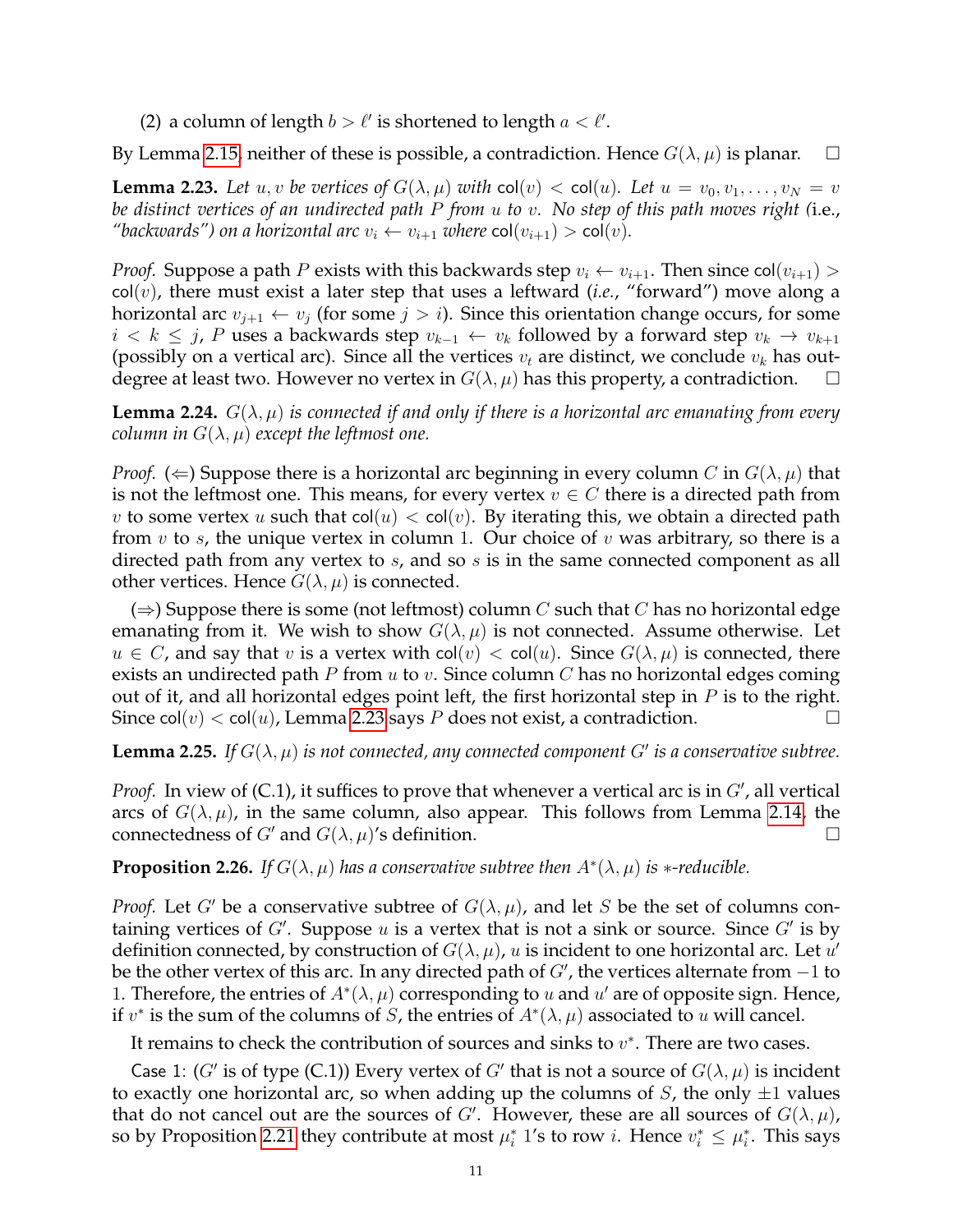(2) a column of length $b > \ell'$ is shortened to length $a < \ell'$.

By Lemma 2.15, neither of these is possible, a contradiction. Hence $G(\lambda, \mu)$ is planar. $\square$

**Lemma 2.23.** *Let $u, v$ be vertices of $G(\lambda, \mu)$ with $\mathsf{col}(v) < \mathsf{col}(u)$. Let $u = v_0, v_1, \ldots, v_N = v$ be distinct vertices of an undirected path $P$ from $u$ to $v$. No step of this path moves right (*i.e.*, "backwards") on a horizontal arc $v_i \leftarrow v_{i+1}$ where $\mathsf{col}(v_{i+1}) > \mathsf{col}(v)$.*

*Proof.* Suppose a path $P$ exists with this backwards step $v_i \leftarrow v_{i+1}$. Then since $\mathsf{col}(v_{i+1}) > \mathsf{col}(v)$, there must exist a later step that uses a leftward (*i.e.*, "forward") move along a horizontal arc $v_{j+1} \leftarrow v_j$ (for some $j > i$). Since this orientation change occurs, for some $i < k \leq j$, $P$ uses a backwards step $v_{k-1} \leftarrow v_k$ followed by a forward step $v_k \rightarrow v_{k+1}$ (possibly on a vertical arc). Since all the vertices $v_t$ are distinct, we conclude $v_k$ has out-degree at least two. However no vertex in $G(\lambda, \mu)$ has this property, a contradiction. $\square$

**Lemma 2.24.** *$G(\lambda, \mu)$ is connected if and only if there is a horizontal arc emanating from every column in $G(\lambda, \mu)$ except the leftmost one.*

*Proof.* ($\Leftarrow$) Suppose there is a horizontal arc beginning in every column $C$ in $G(\lambda, \mu)$ that is not the leftmost one. This means, for every vertex $v \in C$ there is a directed path from $v$ to some vertex $u$ such that $\mathsf{col}(u) < \mathsf{col}(v)$. By iterating this, we obtain a directed path from $v$ to $s$, the unique vertex in column 1. Our choice of $v$ was arbitrary, so there is a directed path from any vertex to $s$, and so $s$ is in the same connected component as all other vertices. Hence $G(\lambda, \mu)$ is connected.

($\Rightarrow$) Suppose there is some (not leftmost) column $C$ such that $C$ has no horizontal edge emanating from it. We wish to show $G(\lambda, \mu)$ is not connected. Assume otherwise. Let $u \in C$, and say that $v$ is a vertex with $\mathsf{col}(v) < \mathsf{col}(u)$. Since $G(\lambda, \mu)$ is connected, there exists an undirected path $P$ from $u$ to $v$. Since column $C$ has no horizontal edges coming out of it, and all horizontal edges point left, the first horizontal step in $P$ is to the right. Since $\mathsf{col}(v) < \mathsf{col}(u)$, Lemma 2.23 says $P$ does not exist, a contradiction. $\square$

**Lemma 2.25.** *If $G(\lambda, \mu)$ is not connected, any connected component $G'$ is a conservative subtree.*

*Proof.* In view of (C.1), it suffices to prove that whenever a vertical arc is in $G'$, all vertical arcs of $G(\lambda, \mu)$, in the same column, also appear. This follows from Lemma 2.14, the connectedness of $G'$ and $G(\lambda, \mu)$'s definition. $\square$

**Proposition 2.26.** *If $G(\lambda, \mu)$ has a conservative subtree then $A^*(\lambda, \mu)$ is $*$-reducible.*

*Proof.* Let $G'$ be a conservative subtree of $G(\lambda, \mu)$, and let $S$ be the set of columns containing vertices of $G'$. Suppose $u$ is a vertex that is not a sink or source. Since $G'$ is by definition connected, by construction of $G(\lambda, \mu)$, $u$ is incident to one horizontal arc. Let $u'$ be the other vertex of this arc. In any directed path of $G'$, the vertices alternate from $-1$ to 1. Therefore, the entries of $A^*(\lambda, \mu)$ corresponding to $u$ and $u'$ are of opposite sign. Hence, if $v^*$ is the sum of the columns of $S$, the entries of $A^*(\lambda, \mu)$ associated to $u$ will cancel.

It remains to check the contribution of sources and sinks to $v^*$. There are two cases.

Case 1: ($G'$ is of type (C.1)) Every vertex of $G'$ that is not a source of $G(\lambda, \mu)$ is incident to exactly one horizontal arc, so when adding up the columns of $S$, the only $\pm 1$ values that do not cancel out are the sources of $G'$. However, these are all sources of $G(\lambda, \mu)$, so by Proposition 2.21 they contribute at most $\mu_i^*$ 1's to row $i$. Hence $v_i^* \leq \mu_i^*$. This says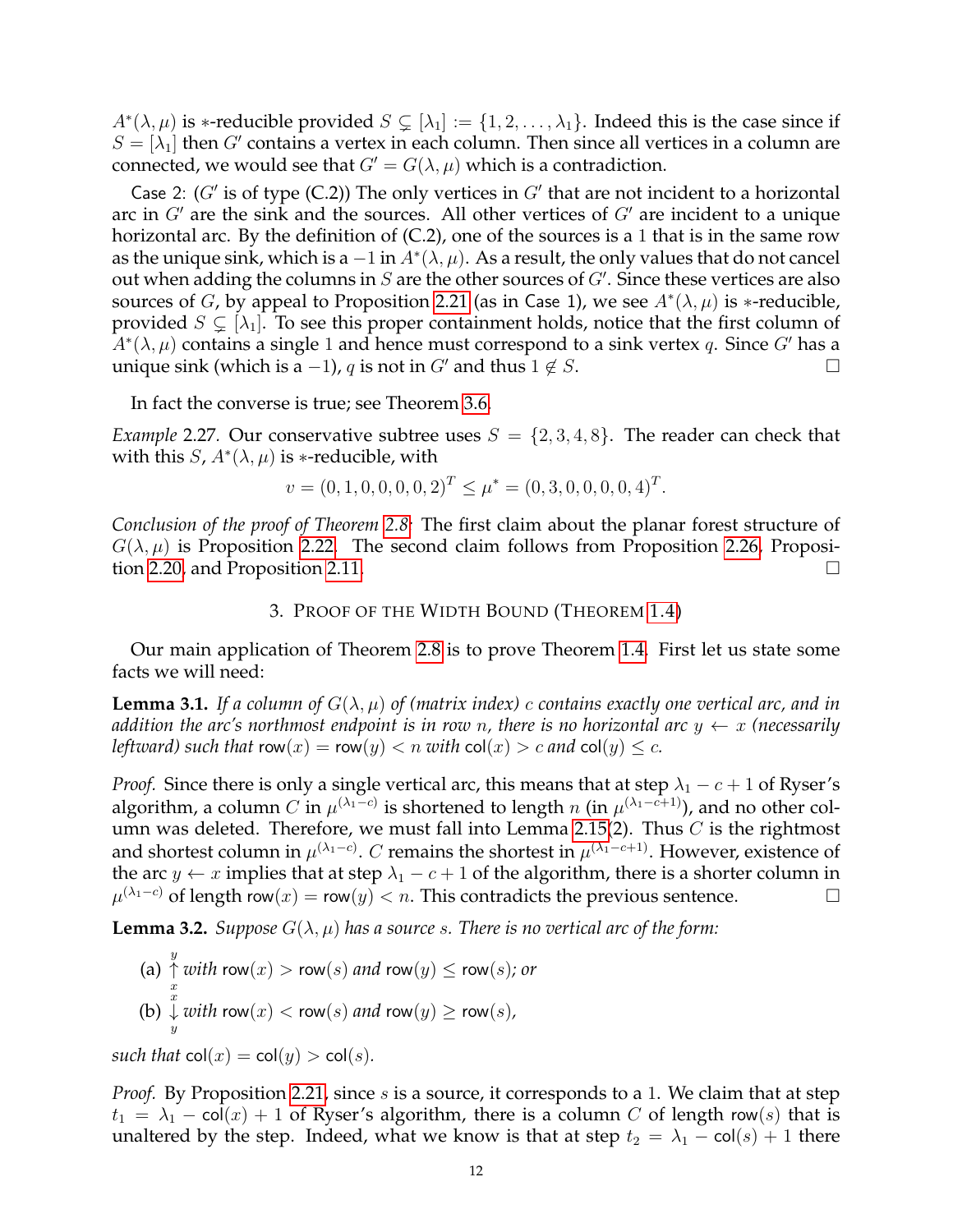$A^*(\lambda, \mu)$ is $*$-reducible provided $S \subsetneq [\lambda_1] := \{1, 2, \ldots, \lambda_1\}$. Indeed this is the case since if $S = [\lambda_1]$ then $G'$ contains a vertex in each column. Then since all vertices in a column are connected, we would see that $G' = G(\lambda, \mu)$ which is a contradiction.

Case 2: ($G'$ is of type (C.2)) The only vertices in $G'$ that are not incident to a horizontal arc in $G'$ are the sink and the sources. All other vertices of $G'$ are incident to a unique horizontal arc. By the definition of (C.2), one of the sources is a $1$ that is in the same row as the unique sink, which is a $-1$ in $A^*(\lambda, \mu)$. As a result, the only values that do not cancel out when adding the columns in $S$ are the other sources of $G'$. Since these vertices are also sources of $G$, by appeal to Proposition 2.21 (as in Case 1), we see $A^*(\lambda, \mu)$ is $*$-reducible, provided $S \subsetneq [\lambda_1]$. To see this proper containment holds, notice that the first column of $A^*(\lambda, \mu)$ contains a single $1$ and hence must correspond to a sink vertex $q$. Since $G'$ has a unique sink (which is a $-1$), $q$ is not in $G'$ and thus $1 \notin S$. □

In fact the converse is true; see Theorem 3.6.

*Example* 2.27. Our conservative subtree uses $S = \{2, 3, 4, 8\}$. The reader can check that with this $S$, $A^*(\lambda, \mu)$ is $*$-reducible, with

$$v = (0, 1, 0, 0, 0, 0, 2)^T \leq \mu^* = (0, 3, 0, 0, 0, 0, 4)^T.$$

*Conclusion of the proof of Theorem 2.8:* The first claim about the planar forest structure of $G(\lambda, \mu)$ is Proposition 2.22. The second claim follows from Proposition 2.26, Proposition 2.20, and Proposition 2.11. □

## 3. Proof of the Width Bound (Theorem 1.4)

Our main application of Theorem 2.8 is to prove Theorem 1.4. First let us state some facts we will need:

**Lemma 3.1.** *If a column of $G(\lambda, \mu)$ of (matrix index) $c$ contains exactly one vertical arc, and in addition the arc's northmost endpoint is in row $n$, there is no horizontal arc $y \leftarrow x$ (necessarily leftward) such that $\mathsf{row}(x) = \mathsf{row}(y) < n$ with $\mathsf{col}(x) > c$ and $\mathsf{col}(y) \leq c$.*

*Proof.* Since there is only a single vertical arc, this means that at step $\lambda_1 - c + 1$ of Ryser's algorithm, a column $C$ in $\mu^{(\lambda_1 - c)}$ is shortened to length $n$ (in $\mu^{(\lambda_1 - c + 1)}$), and no other column was deleted. Therefore, we must fall into Lemma 2.15(2). Thus $C$ is the rightmost and shortest column in $\mu^{(\lambda_1 - c)}$. $C$ remains the shortest in $\mu^{(\lambda_1 - c + 1)}$. However, existence of the arc $y \leftarrow x$ implies that at step $\lambda_1 - c + 1$ of the algorithm, there is a shorter column in $\mu^{(\lambda_1 - c)}$ of length $\mathsf{row}(x) = \mathsf{row}(y) < n$. This contradicts the previous sentence. □

**Lemma 3.2.** *Suppose $G(\lambda, \mu)$ has a source $s$. There is no vertical arc of the form:*

(a) $\overset{y}{\underset{x}{\uparrow}}$ *with* $\mathsf{row}(x) > \mathsf{row}(s)$ *and* $\mathsf{row}(y) \leq \mathsf{row}(s)$; *or*

(b) $\overset{x}{\underset{y}{\downarrow}}$ *with* $\mathsf{row}(x) < \mathsf{row}(s)$ *and* $\mathsf{row}(y) \geq \mathsf{row}(s)$,

*such that* $\mathsf{col}(x) = \mathsf{col}(y) > \mathsf{col}(s)$.

*Proof.* By Proposition 2.21, since $s$ is a source, it corresponds to a $1$. We claim that at step $t_1 = \lambda_1 - \mathsf{col}(x) + 1$ of Ryser's algorithm, there is a column $C$ of length $\mathsf{row}(s)$ that is unaltered by the step. Indeed, what we know is that at step $t_2 = \lambda_1 - \mathsf{col}(s) + 1$ there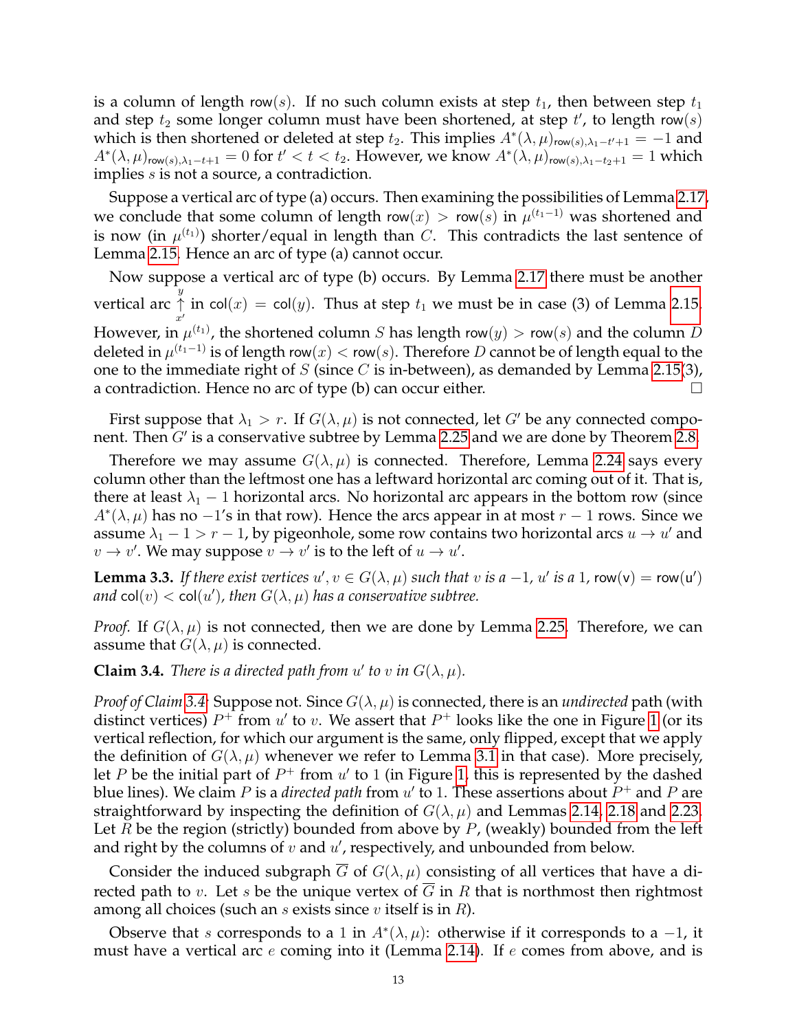is a column of length $\mathsf{row}(s)$. If no such column exists at step $t_1$, then between step $t_1$ and step $t_2$ some longer column must have been shortened, at step $t'$, to length $\mathsf{row}(s)$ which is then shortened or deleted at step $t_2$. This implies $A^*(\lambda,\mu)_{\mathsf{row}(s),\lambda_1-t'+1} = -1$ and $A^*(\lambda,\mu)_{\mathsf{row}(s),\lambda_1-t+1} = 0$ for $t' < t < t_2$. However, we know $A^*(\lambda,\mu)_{\mathsf{row}(s),\lambda_1-t_2+1} = 1$ which implies $s$ is not a source, a contradiction.

Suppose a vertical arc of type (a) occurs. Then examining the possibilities of Lemma 2.17, we conclude that some column of length $\mathsf{row}(x) > \mathsf{row}(s)$ in $\mu^{(t_1-1)}$ was shortened and is now (in $\mu^{(t_1)}$) shorter/equal in length than $C$. This contradicts the last sentence of Lemma 2.15. Hence an arc of type (a) cannot occur.

Now suppose a vertical arc of type (b) occurs. By Lemma 2.17 there must be another vertical arc $\overset{y}{\underset{x'}{\uparrow}}$ in $\mathsf{col}(x) = \mathsf{col}(y)$. Thus at step $t_1$ we must be in case (3) of Lemma 2.15. However, in $\mu^{(t_1)}$, the shortened column $S$ has length $\mathsf{row}(y) > \mathsf{row}(s)$ and the column $D$ deleted in $\mu^{(t_1-1)}$ is of length $\mathsf{row}(x) < \mathsf{row}(s)$. Therefore $D$ cannot be of length equal to the one to the immediate right of $S$ (since $C$ is in-between), as demanded by Lemma 2.15(3), a contradiction. Hence no arc of type (b) can occur either. □

First suppose that $\lambda_1 > r$. If $G(\lambda,\mu)$ is not connected, let $G'$ be any connected component. Then $G'$ is a conservative subtree by Lemma 2.25 and we are done by Theorem 2.8.

Therefore we may assume $G(\lambda,\mu)$ is connected. Therefore, Lemma 2.24 says every column other than the leftmost one has a leftward horizontal arc coming out of it. That is, there at least $\lambda_1 - 1$ horizontal arcs. No horizontal arc appears in the bottom row (since $A^*(\lambda,\mu)$ has no $-1$'s in that row). Hence the arcs appear in at most $r-1$ rows. Since we assume $\lambda_1 - 1 > r - 1$, by pigeonhole, some row contains two horizontal arcs $u \to u'$ and $v \to v'$. We may suppose $v \to v'$ is to the left of $u \to u'$.

**Lemma 3.3.** *If there exist vertices $u', v \in G(\lambda,\mu)$ such that $v$ is a $-1$, $u'$ is a $1$, $\mathsf{row(v)} = \mathsf{row(u')}$ and $\mathsf{col}(v) < \mathsf{col}(u')$, then $G(\lambda,\mu)$ has a conservative subtree.*

*Proof.* If $G(\lambda,\mu)$ is not connected, then we are done by Lemma 2.25. Therefore, we can assume that $G(\lambda,\mu)$ is connected.

**Claim 3.4.** *There is a directed path from $u'$ to $v$ in $G(\lambda,\mu)$.*

*Proof of Claim 3.4.* Suppose not. Since $G(\lambda,\mu)$ is connected, there is an *undirected* path (with distinct vertices) $P^+$ from $u'$ to $v$. We assert that $P^+$ looks like the one in Figure 1 (or its vertical reflection, for which our argument is the same, only flipped, except that we apply the definition of $G(\lambda,\mu)$ whenever we refer to Lemma 3.1 in that case). More precisely, let $P$ be the initial part of $P^+$ from $u'$ to $1$ (in Figure 1, this is represented by the dashed blue lines). We claim $P$ is a *directed path* from $u'$ to $1$. These assertions about $P^+$ and $P$ are straightforward by inspecting the definition of $G(\lambda,\mu)$ and Lemmas 2.14, 2.18 and 2.23. Let $R$ be the region (strictly) bounded from above by $P$, (weakly) bounded from the left and right by the columns of $v$ and $u'$, respectively, and unbounded from below.

Consider the induced subgraph $\overline{G}$ of $G(\lambda,\mu)$ consisting of all vertices that have a directed path to $v$. Let $s$ be the unique vertex of $\overline{G}$ in $R$ that is northmost then rightmost among all choices (such an $s$ exists since $v$ itself is in $R$).

Observe that $s$ corresponds to a $1$ in $A^*(\lambda,\mu)$: otherwise if it corresponds to a $-1$, it must have a vertical arc $e$ coming into it (Lemma 2.14). If $e$ comes from above, and is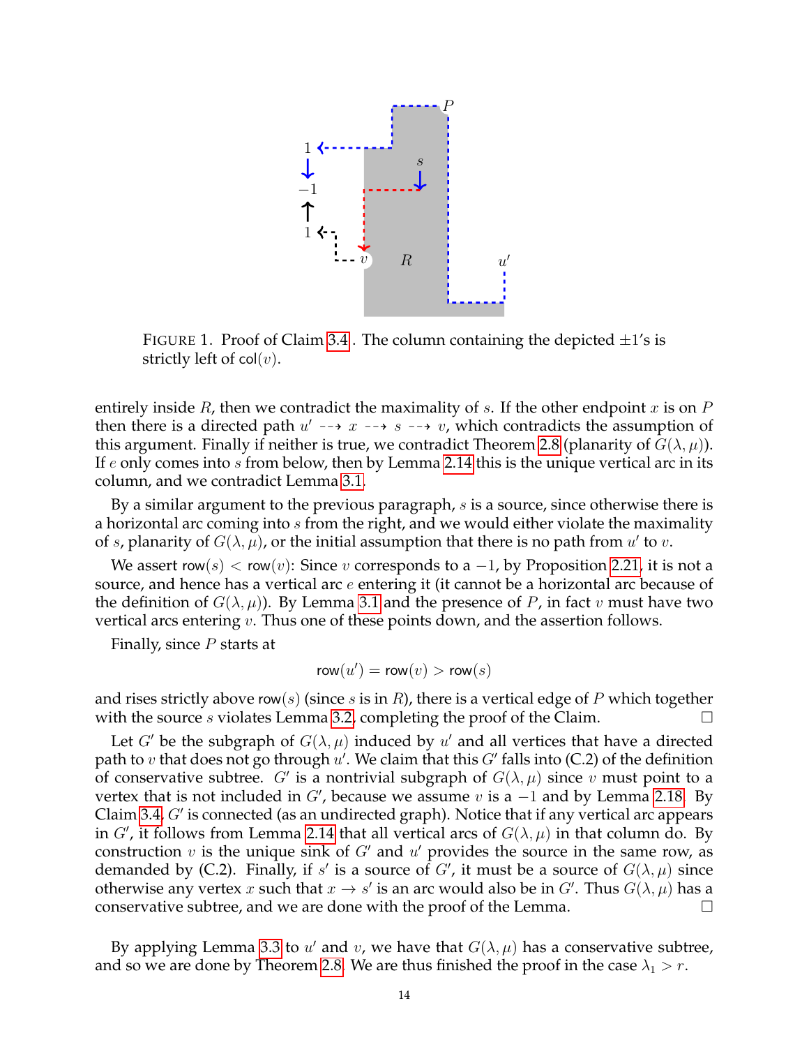FIGURE 1. Proof of Claim 3.4. The column containing the depicted $\pm 1$'s is strictly left of $\mathsf{col}(v)$.

entirely inside $R$, then we contradict the maximality of $s$. If the other endpoint $x$ is on $P$ then there is a directed path $u' \dashrightarrow x \dashrightarrow s \dashrightarrow v$, which contradicts the assumption of this argument. Finally if neither is true, we contradict Theorem 2.8 (planarity of $G(\lambda, \mu)$). If $e$ only comes into $s$ from below, then by Lemma 2.14 this is the unique vertical arc in its column, and we contradict Lemma 3.1.

By a similar argument to the previous paragraph, $s$ is a source, since otherwise there is a horizontal arc coming into $s$ from the right, and we would either violate the maximality of $s$, planarity of $G(\lambda, \mu)$, or the initial assumption that there is no path from $u'$ to $v$.

We assert $\mathsf{row}(s) < \mathsf{row}(v)$: Since $v$ corresponds to a $-1$, by Proposition 2.21, it is not a source, and hence has a vertical arc $e$ entering it (it cannot be a horizontal arc because of the definition of $G(\lambda, \mu)$). By Lemma 3.1 and the presence of $P$, in fact $v$ must have two vertical arcs entering $v$. Thus one of these points down, and the assertion follows.

Finally, since $P$ starts at

$$\mathsf{row}(u') = \mathsf{row}(v) > \mathsf{row}(s)$$

and rises strictly above $\mathsf{row}(s)$ (since $s$ is in $R$), there is a vertical edge of $P$ which together with the source $s$ violates Lemma 3.2, completing the proof of the Claim. □

Let $G'$ be the subgraph of $G(\lambda, \mu)$ induced by $u'$ and all vertices that have a directed path to $v$ that does not go through $u'$. We claim that this $G'$ falls into (C.2) of the definition of conservative subtree. $G'$ is a nontrivial subgraph of $G(\lambda, \mu)$ since $v$ must point to a vertex that is not included in $G'$, because we assume $v$ is a $-1$ and by Lemma 2.18. By Claim 3.4, $G'$ is connected (as an undirected graph). Notice that if any vertical arc appears in $G'$, it follows from Lemma 2.14 that all vertical arcs of $G(\lambda, \mu)$ in that column do. By construction $v$ is the unique sink of $G'$ and $u'$ provides the source in the same row, as demanded by (C.2). Finally, if $s'$ is a source of $G'$, it must be a source of $G(\lambda, \mu)$ since otherwise any vertex $x$ such that $x \to s'$ is an arc would also be in $G'$. Thus $G(\lambda, \mu)$ has a conservative subtree, and we are done with the proof of the Lemma. □

By applying Lemma 3.3 to $u'$ and $v$, we have that $G(\lambda, \mu)$ has a conservative subtree, and so we are done by Theorem 2.8. We are thus finished the proof in the case $\lambda_1 > r$.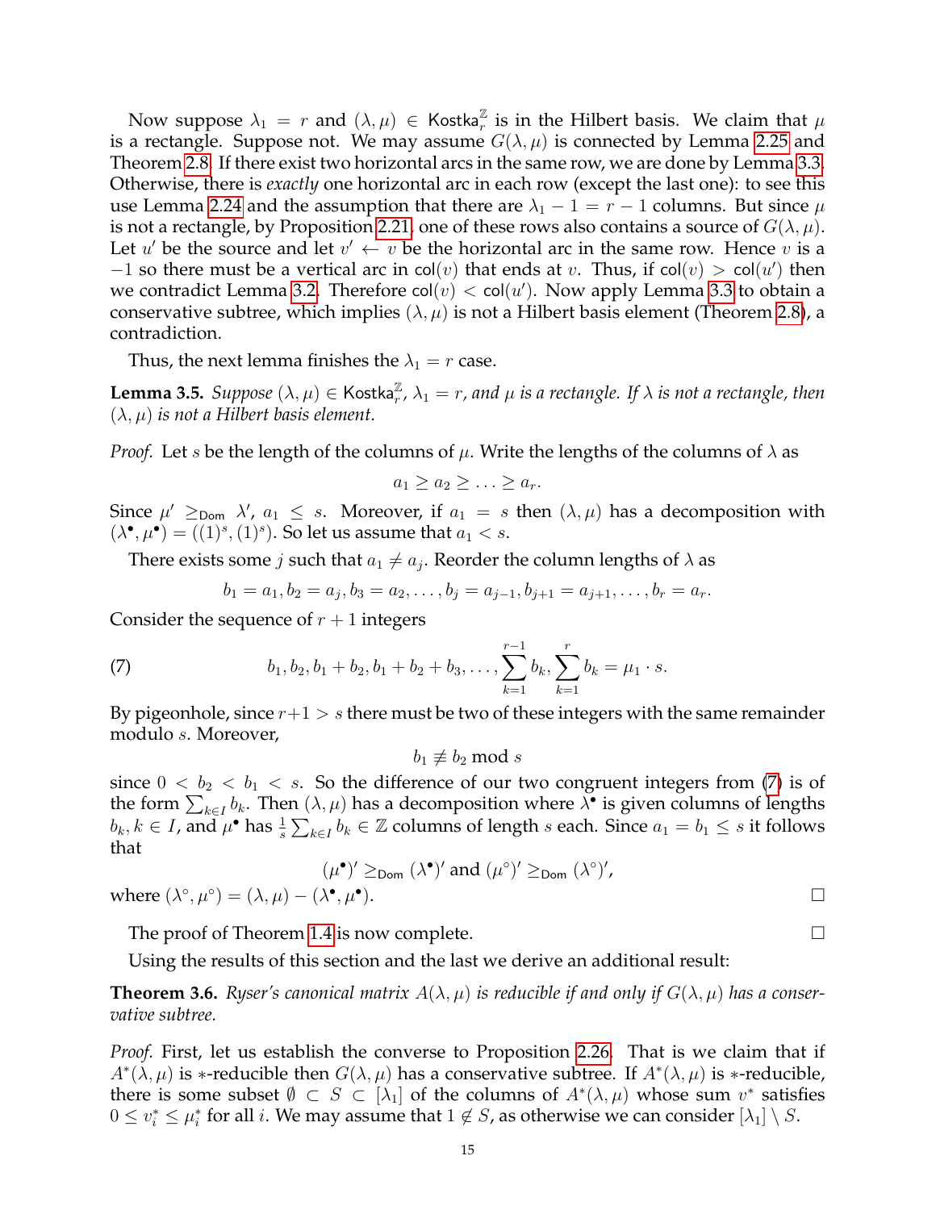Now suppose $\lambda_1 = r$ and $(\lambda, \mu) \in \mathsf{Kostka}_r^{\mathbb{Z}}$ is in the Hilbert basis. We claim that $\mu$ is a rectangle. Suppose not. We may assume $G(\lambda, \mu)$ is connected by Lemma 2.25 and Theorem 2.8. If there exist two horizontal arcs in the same row, we are done by Lemma 3.3. Otherwise, there is *exactly* one horizontal arc in each row (except the last one): to see this use Lemma 2.24 and the assumption that there are $\lambda_1 - 1 = r - 1$ columns. But since $\mu$ is not a rectangle, by Proposition 2.21, one of these rows also contains a source of $G(\lambda, \mu)$. Let $u'$ be the source and let $v' \leftarrow v$ be the horizontal arc in the same row. Hence $v$ is a $-1$ so there must be a vertical arc in $\mathsf{col}(v)$ that ends at $v$. Thus, if $\mathsf{col}(v) > \mathsf{col}(u')$ then we contradict Lemma 3.2. Therefore $\mathsf{col}(v) < \mathsf{col}(u')$. Now apply Lemma 3.3 to obtain a conservative subtree, which implies $(\lambda, \mu)$ is not a Hilbert basis element (Theorem 2.8), a contradiction.

Thus, the next lemma finishes the $\lambda_1 = r$ case.

**Lemma 3.5.** *Suppose $(\lambda, \mu) \in \mathsf{Kostka}_r^{\mathbb{Z}}$, $\lambda_1 = r$, and $\mu$ is a rectangle. If $\lambda$ is not a rectangle, then $(\lambda, \mu)$ is not a Hilbert basis element.*

*Proof.* Let $s$ be the length of the columns of $\mu$. Write the lengths of the columns of $\lambda$ as

$$a_1 \geq a_2 \geq \ldots \geq a_r.$$

Since $\mu' \geq_{\mathsf{Dom}} \lambda'$, $a_1 \leq s$. Moreover, if $a_1 = s$ then $(\lambda, \mu)$ has a decomposition with $(\lambda^\bullet, \mu^\bullet) = ((1)^s, (1)^s)$. So let us assume that $a_1 < s$.

There exists some $j$ such that $a_1 \neq a_j$. Reorder the column lengths of $\lambda$ as

$$b_1 = a_1, b_2 = a_j, b_3 = a_2, \ldots, b_j = a_{j-1}, b_{j+1} = a_{j+1}, \ldots, b_r = a_r.$$

Consider the sequence of $r+1$ integers

$$b_1, b_2, b_1 + b_2, b_1 + b_2 + b_3, \ldots, \sum_{k=1}^{r-1} b_k, \sum_{k=1}^{r} b_k = \mu_1 \cdot s. \tag{7}$$

By pigeonhole, since $r+1 > s$ there must be two of these integers with the same remainder modulo $s$. Moreover,

$$b_1 \not\equiv b_2 \bmod s$$

since $0 < b_2 < b_1 < s$. So the difference of our two congruent integers from (7) is of the form $\sum_{k \in I} b_k$. Then $(\lambda, \mu)$ has a decomposition where $\lambda^\bullet$ is given columns of lengths $b_k, k \in I$, and $\mu^\bullet$ has $\frac{1}{s}\sum_{k\in I} b_k \in \mathbb{Z}$ columns of length $s$ each. Since $a_1 = b_1 \leq s$ it follows that

$$(\mu^\bullet)' \geq_{\mathsf{Dom}} (\lambda^\bullet)' \text{ and } (\mu^\circ)' \geq_{\mathsf{Dom}} (\lambda^\circ)',$$

where $(\lambda^\circ, \mu^\circ) = (\lambda, \mu) - (\lambda^\bullet, \mu^\bullet)$. $\square$

The proof of Theorem 1.4 is now complete. $\square$

Using the results of this section and the last we derive an additional result:

**Theorem 3.6.** *Ryser's canonical matrix $A(\lambda, \mu)$ is reducible if and only if $G(\lambda, \mu)$ has a conservative subtree.*

*Proof.* First, let us establish the converse to Proposition 2.26. That is we claim that if $A^*(\lambda, \mu)$ is $*$-reducible then $G(\lambda, \mu)$ has a conservative subtree. If $A^*(\lambda, \mu)$ is $*$-reducible, there is some subset $\emptyset \subset S \subset [\lambda_1]$ of the columns of $A^*(\lambda, \mu)$ whose sum $v^*$ satisfies $0 \leq v_i^* \leq \mu_i^*$ for all $i$. We may assume that $1 \notin S$, as otherwise we can consider $[\lambda_1] \setminus S$.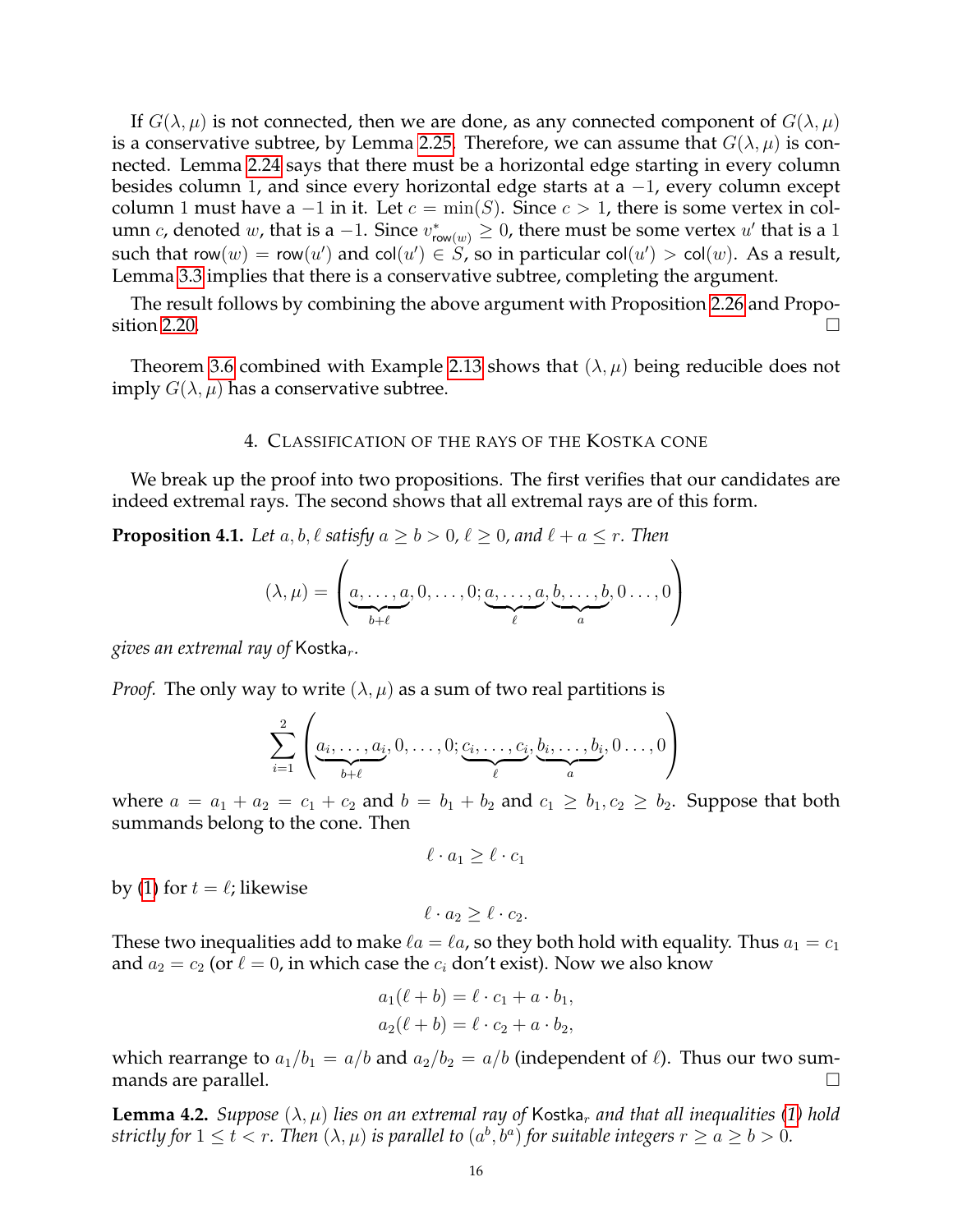If $G(\lambda, \mu)$ is not connected, then we are done, as any connected component of $G(\lambda, \mu)$ is a conservative subtree, by Lemma 2.25. Therefore, we can assume that $G(\lambda, \mu)$ is connected. Lemma 2.24 says that there must be a horizontal edge starting in every column besides column 1, and since every horizontal edge starts at a $-1$, every column except column 1 must have a $-1$ in it. Let $c = \min(S)$. Since $c > 1$, there is some vertex in column $c$, denoted $w$, that is a $-1$. Since $v^*_{\mathsf{row}(w)} \geq 0$, there must be some vertex $u'$ that is a 1 such that $\mathsf{row}(w) = \mathsf{row}(u')$ and $\mathsf{col}(u') \in S$, so in particular $\mathsf{col}(u') > \mathsf{col}(w)$. As a result, Lemma 3.3 implies that there is a conservative subtree, completing the argument.

The result follows by combining the above argument with Proposition 2.26 and Proposition 2.20. $\square$

Theorem 3.6 combined with Example 2.13 shows that $(\lambda, \mu)$ being reducible does not imply $G(\lambda, \mu)$ has a conservative subtree.

## 4. Classification of the rays of the Kostka cone

We break up the proof into two propositions. The first verifies that our candidates are indeed extremal rays. The second shows that all extremal rays are of this form.

**Proposition 4.1.** *Let $a, b, \ell$ satisfy $a \geq b > 0$, $\ell \geq 0$, and $\ell + a \leq r$. Then*

$$(\lambda, \mu) = \left(\underbrace{a, \ldots, a}_{b+\ell}, 0, \ldots, 0; \underbrace{a, \ldots, a}_{\ell}, \underbrace{b, \ldots, b}_{a}, 0 \ldots, 0\right)$$

*gives an extremal ray of* $\mathsf{Kostka}_r$.

*Proof.* The only way to write $(\lambda, \mu)$ as a sum of two real partitions is

$$\sum_{i=1}^{2} \left(\underbrace{a_i, \ldots, a_i}_{b+\ell}, 0, \ldots, 0; \underbrace{c_i, \ldots, c_i}_{\ell}, \underbrace{b_i, \ldots, b_i}_{a}, 0 \ldots, 0\right)$$

where $a = a_1 + a_2 = c_1 + c_2$ and $b = b_1 + b_2$ and $c_1 \geq b_1, c_2 \geq b_2$. Suppose that both summands belong to the cone. Then

$$\ell \cdot a_1 \geq \ell \cdot c_1$$

by (1) for $t = \ell$; likewise

$$\ell \cdot a_2 \geq \ell \cdot c_2.$$

These two inequalities add to make $\ell a = \ell a$, so they both hold with equality. Thus $a_1 = c_1$ and $a_2 = c_2$ (or $\ell = 0$, in which case the $c_i$ don't exist). Now we also know

$$a_1(\ell + b) = \ell \cdot c_1 + a \cdot b_1,$$
$$a_2(\ell + b) = \ell \cdot c_2 + a \cdot b_2,$$

which rearrange to $a_1/b_1 = a/b$ and $a_2/b_2 = a/b$ (independent of $\ell$). Thus our two summands are parallel. $\square$

**Lemma 4.2.** *Suppose $(\lambda, \mu)$ lies on an extremal ray of $\mathsf{Kostka}_r$ and that all inequalities (1) hold strictly for $1 \leq t < r$. Then $(\lambda, \mu)$ is parallel to $(a^b, b^a)$ for suitable integers $r \geq a \geq b > 0$.*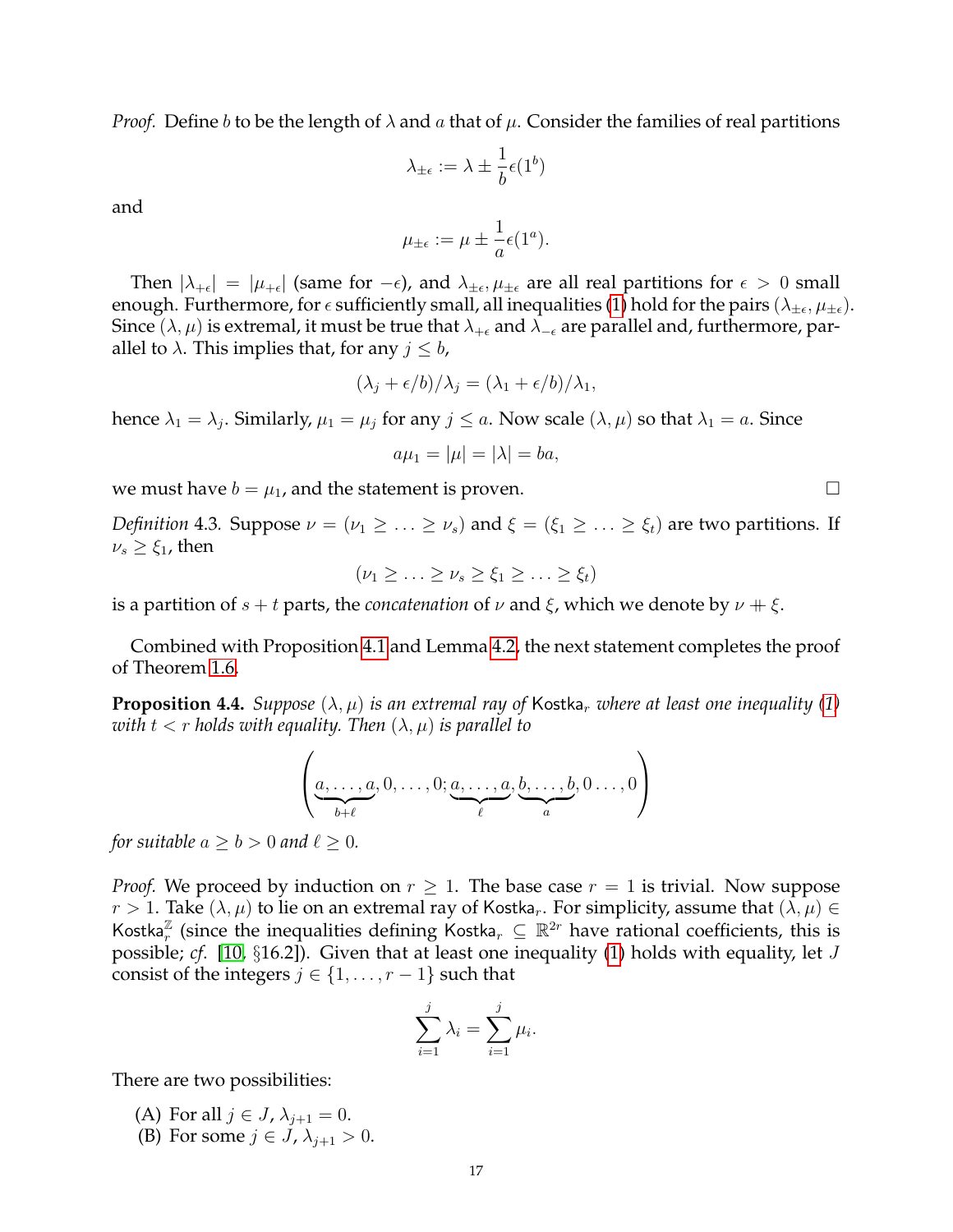*Proof.* Define $b$ to be the length of $\lambda$ and $a$ that of $\mu$. Consider the families of real partitions

$$\lambda_{\pm\epsilon} := \lambda \pm \frac{1}{b}\epsilon(1^b)$$

and

$$\mu_{\pm\epsilon} := \mu \pm \frac{1}{a}\epsilon(1^a).$$

Then $|\lambda_{+\epsilon}| = |\mu_{+\epsilon}|$ (same for $-\epsilon$), and $\lambda_{\pm\epsilon}, \mu_{\pm\epsilon}$ are all real partitions for $\epsilon > 0$ small enough. Furthermore, for $\epsilon$ sufficiently small, all inequalities (1) hold for the pairs $(\lambda_{\pm\epsilon}, \mu_{\pm\epsilon})$. Since $(\lambda, \mu)$ is extremal, it must be true that $\lambda_{+\epsilon}$ and $\lambda_{-\epsilon}$ are parallel and, furthermore, parallel to $\lambda$. This implies that, for any $j \leq b$,

$$(\lambda_j + \epsilon/b)/\lambda_j = (\lambda_1 + \epsilon/b)/\lambda_1,$$

hence $\lambda_1 = \lambda_j$. Similarly, $\mu_1 = \mu_j$ for any $j \leq a$. Now scale $(\lambda, \mu)$ so that $\lambda_1 = a$. Since

$$a\mu_1 = |\mu| = |\lambda| = ba,$$

we must have $b = \mu_1$, and the statement is proven. □

*Definition* 4.3. Suppose $\nu = (\nu_1 \geq \ldots \geq \nu_s)$ and $\xi = (\xi_1 \geq \ldots \geq \xi_t)$ are two partitions. If $\nu_s \geq \xi_1$, then

$$(\nu_1 \geq \ldots \geq \nu_s \geq \xi_1 \geq \ldots \geq \xi_t)$$

is a partition of $s + t$ parts, the *concatenation* of $\nu$ and $\xi$, which we denote by $\nu +\!\!\!+ \xi$.

Combined with Proposition 4.1 and Lemma 4.2, the next statement completes the proof of Theorem 1.6.

**Proposition 4.4.** *Suppose $(\lambda, \mu)$ is an extremal ray of* $\mathsf{Kostka}_r$ *where at least one inequality (1) with $t < r$ holds with equality. Then $(\lambda, \mu)$ is parallel to*

$$\left(\underbrace{a, \ldots, a}_{b+\ell}, 0, \ldots, 0; \underbrace{a, \ldots, a}_{\ell}, \underbrace{b, \ldots, b}_{a}, 0 \ldots, 0\right)$$

*for suitable $a \geq b > 0$ and $\ell \geq 0$.*

*Proof.* We proceed by induction on $r \geq 1$. The base case $r = 1$ is trivial. Now suppose $r > 1$. Take $(\lambda, \mu)$ to lie on an extremal ray of $\mathsf{Kostka}_r$. For simplicity, assume that $(\lambda, \mu) \in \mathsf{Kostka}_r^{\mathbb{Z}}$ (since the inequalities defining $\mathsf{Kostka}_r \subseteq \mathbb{R}^{2r}$ have rational coefficients, this is possible; *cf.* [10, §16.2]). Given that at least one inequality (1) holds with equality, let $J$ consist of the integers $j \in \{1, \ldots, r-1\}$ such that

$$\sum_{i=1}^{j} \lambda_i = \sum_{i=1}^{j} \mu_i.$$

There are two possibilities:

(A) For all $j \in J$, $\lambda_{j+1} = 0$.
(B) For some $j \in J$, $\lambda_{j+1} > 0$.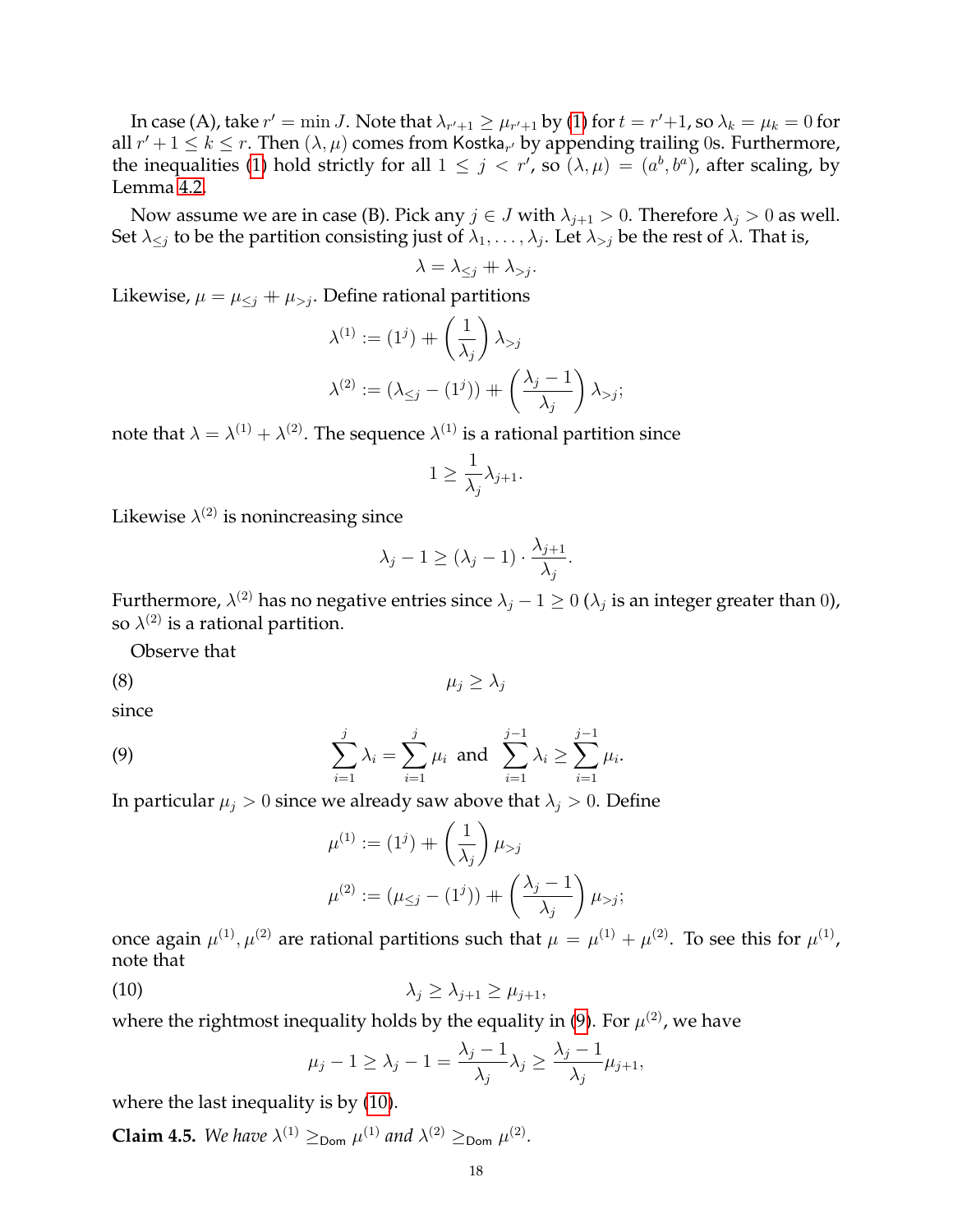In case (A), take $r' = \min J$. Note that $\lambda_{r'+1} \geq \mu_{r'+1}$ by (1) for $t = r'+1$, so $\lambda_k = \mu_k = 0$ for all $r'+1 \leq k \leq r$. Then $(\lambda, \mu)$ comes from $\mathsf{Kostka}_{r'}$ by appending trailing 0s. Furthermore, the inequalities (1) hold strictly for all $1 \leq j < r'$, so $(\lambda, \mu) = (a^b, b^a)$, after scaling, by Lemma 4.2.

Now assume we are in case (B). Pick any $j \in J$ with $\lambda_{j+1} > 0$. Therefore $\lambda_j > 0$ as well. Set $\lambda_{\leq j}$ to be the partition consisting just of $\lambda_1, \ldots, \lambda_j$. Let $\lambda_{>j}$ be the rest of $\lambda$. That is,

$$\lambda = \lambda_{\leq j} + \lambda_{>j}.$$

Likewise, $\mu = \mu_{\leq j} + \mu_{>j}$. Define rational partitions

$$\lambda^{(1)} := (1^j) + \left(\frac{1}{\lambda_j}\right) \lambda_{>j}$$

$$\lambda^{(2)} := (\lambda_{\leq j} - (1^j)) + \left(\frac{\lambda_j - 1}{\lambda_j}\right) \lambda_{>j};$$

note that $\lambda = \lambda^{(1)} + \lambda^{(2)}$. The sequence $\lambda^{(1)}$ is a rational partition since

$$1 \geq \frac{1}{\lambda_j} \lambda_{j+1}.$$

Likewise $\lambda^{(2)}$ is nonincreasing since

$$\lambda_j - 1 \geq (\lambda_j - 1) \cdot \frac{\lambda_{j+1}}{\lambda_j}.$$

Furthermore, $\lambda^{(2)}$ has no negative entries since $\lambda_j - 1 \geq 0$ ($\lambda_j$ is an integer greater than 0), so $\lambda^{(2)}$ is a rational partition.

Observe that

$$\mu_j \geq \lambda_j \tag{8}$$

since

$$\sum_{i=1}^{j} \lambda_i = \sum_{i=1}^{j} \mu_i \text{ and } \sum_{i=1}^{j-1} \lambda_i \geq \sum_{i=1}^{j-1} \mu_i. \tag{9}$$

In particular $\mu_j > 0$ since we already saw above that $\lambda_j > 0$. Define

$$\mu^{(1)} := (1^j) + \left(\frac{1}{\lambda_j}\right) \mu_{>j}$$

$$\mu^{(2)} := (\mu_{\leq j} - (1^j)) + \left(\frac{\lambda_j - 1}{\lambda_j}\right) \mu_{>j};$$

once again $\mu^{(1)}, \mu^{(2)}$ are rational partitions such that $\mu = \mu^{(1)} + \mu^{(2)}$. To see this for $\mu^{(1)}$, note that

$$\lambda_j \geq \lambda_{j+1} \geq \mu_{j+1}, \tag{10}$$

where the rightmost inequality holds by the equality in (9). For $\mu^{(2)}$, we have

$$\mu_j - 1 \geq \lambda_j - 1 = \frac{\lambda_j - 1}{\lambda_j} \lambda_j \geq \frac{\lambda_j - 1}{\lambda_j} \mu_{j+1},$$

where the last inequality is by (10).

**Claim 4.5.** *We have $\lambda^{(1)} \geq_{\mathsf{Dom}} \mu^{(1)}$ and $\lambda^{(2)} \geq_{\mathsf{Dom}} \mu^{(2)}$.*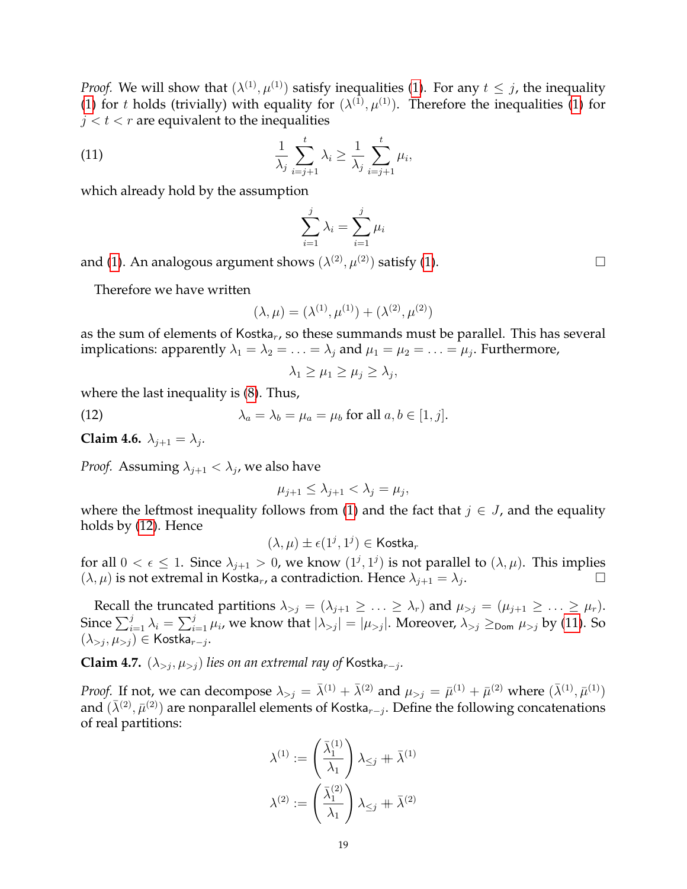*Proof.* We will show that $(\lambda^{(1)}, \mu^{(1)})$ satisfy inequalities (1). For any $t \leq j$, the inequality (1) for $t$ holds (trivially) with equality for $(\lambda^{(1)}, \mu^{(1)})$. Therefore the inequalities (1) for $j < t < r$ are equivalent to the inequalities

$$\frac{1}{\lambda_j} \sum_{i=j+1}^{t} \lambda_i \geq \frac{1}{\lambda_j} \sum_{i=j+1}^{t} \mu_i, \tag{11}$$

which already hold by the assumption

$$\sum_{i=1}^{j} \lambda_i = \sum_{i=1}^{j} \mu_i$$

and (1). An analogous argument shows $(\lambda^{(2)}, \mu^{(2)})$ satisfy (1). $\square$

Therefore we have written

$$(\lambda, \mu) = (\lambda^{(1)}, \mu^{(1)}) + (\lambda^{(2)}, \mu^{(2)})$$

as the sum of elements of $\mathsf{Kostka}_r$, so these summands must be parallel. This has several implications: apparently $\lambda_1 = \lambda_2 = \ldots = \lambda_j$ and $\mu_1 = \mu_2 = \ldots = \mu_j$. Furthermore,

$$\lambda_1 \geq \mu_1 \geq \mu_j \geq \lambda_j,$$

where the last inequality is (8). Thus,

$$\lambda_a = \lambda_b = \mu_a = \mu_b \text{ for all } a, b \in [1, j]. \tag{12}$$

**Claim 4.6.** $\lambda_{j+1} = \lambda_j$.

*Proof.* Assuming $\lambda_{j+1} < \lambda_j$, we also have

$$\mu_{j+1} \leq \lambda_{j+1} < \lambda_j = \mu_j,$$

where the leftmost inequality follows from (1) and the fact that $j \in J$, and the equality holds by (12). Hence

$$(\lambda, \mu) \pm \epsilon(1^j, 1^j) \in \mathsf{Kostka}_r$$

for all $0 < \epsilon \leq 1$. Since $\lambda_{j+1} > 0$, we know $(1^j, 1^j)$ is not parallel to $(\lambda, \mu)$. This implies $(\lambda, \mu)$ is not extremal in $\mathsf{Kostka}_r$, a contradiction. Hence $\lambda_{j+1} = \lambda_j$. $\square$

Recall the truncated partitions $\lambda_{>j} = (\lambda_{j+1} \geq \ldots \geq \lambda_r)$ and $\mu_{>j} = (\mu_{j+1} \geq \ldots \geq \mu_r)$. Since $\sum_{i=1}^{j} \lambda_i = \sum_{i=1}^{j} \mu_i$, we know that $|\lambda_{>j}| = |\mu_{>j}|$. Moreover, $\lambda_{>j} \geq_{\mathsf{Dom}} \mu_{>j}$ by (11). So $(\lambda_{>j}, \mu_{>j}) \in \mathsf{Kostka}_{r-j}$.

**Claim 4.7.** *$(\lambda_{>j}, \mu_{>j})$ lies on an extremal ray of $\mathsf{Kostka}_{r-j}$.*

*Proof.* If not, we can decompose $\lambda_{>j} = \bar{\lambda}^{(1)} + \bar{\lambda}^{(2)}$ and $\mu_{>j} = \bar{\mu}^{(1)} + \bar{\mu}^{(2)}$ where $(\bar{\lambda}^{(1)}, \bar{\mu}^{(1)})$ and $(\bar{\lambda}^{(2)}, \bar{\mu}^{(2)})$ are nonparallel elements of $\mathsf{Kostka}_{r-j}$. Define the following concatenations of real partitions:

$$\lambda^{(1)} := \left(\frac{\bar{\lambda}_1^{(1)}}{\lambda_1}\right) \lambda_{\leq j} \mathbin{+\!\!+} \bar{\lambda}^{(1)}$$

$$\lambda^{(2)} := \left(\frac{\bar{\lambda}_1^{(2)}}{\lambda_1}\right) \lambda_{\leq j} \mathbin{+\!\!+} \bar{\lambda}^{(2)}$$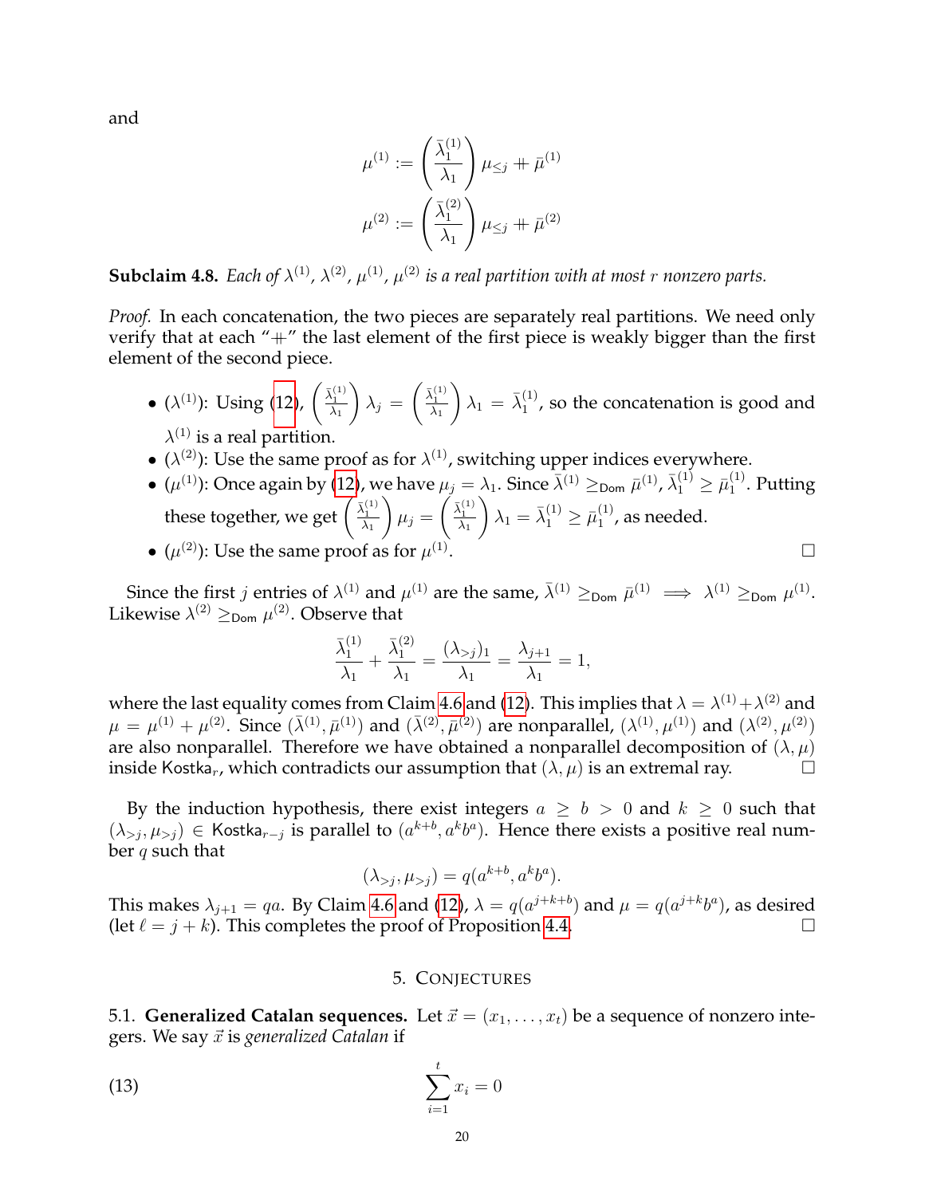and

$$\mu^{(1)} := \left(\frac{\bar{\lambda}_1^{(1)}}{\lambda_1}\right)\mu_{\leq j} \mathbin{+\!\!+} \bar{\mu}^{(1)}$$
$$\mu^{(2)} := \left(\frac{\bar{\lambda}_1^{(2)}}{\lambda_1}\right)\mu_{\leq j} \mathbin{+\!\!+} \bar{\mu}^{(2)}$$

**Subclaim 4.8.** *Each of $\lambda^{(1)}$, $\lambda^{(2)}$, $\mu^{(1)}$, $\mu^{(2)}$ is a real partition with at most $r$ nonzero parts.*

*Proof.* In each concatenation, the two pieces are separately real partitions. We need only verify that at each "$\mathbin{+\!\!+}$" the last element of the first piece is weakly bigger than the first element of the second piece.

- ($\lambda^{(1)}$): Using (12), $\left(\frac{\bar{\lambda}_1^{(1)}}{\lambda_1}\right)\lambda_j = \left(\frac{\bar{\lambda}_1^{(1)}}{\lambda_1}\right)\lambda_1 = \bar{\lambda}_1^{(1)}$, so the concatenation is good and $\lambda^{(1)}$ is a real partition.
- ($\lambda^{(2)}$): Use the same proof as for $\lambda^{(1)}$, switching upper indices everywhere.
- ($\mu^{(1)}$): Once again by (12), we have $\mu_j = \lambda_1$. Since $\bar{\lambda}^{(1)} \geq_{\mathsf{Dom}} \bar{\mu}^{(1)}$, $\bar{\lambda}_1^{(1)} \geq \bar{\mu}_1^{(1)}$. Putting these together, we get $\left(\frac{\bar{\lambda}_1^{(1)}}{\lambda_1}\right)\mu_j = \left(\frac{\bar{\lambda}_1^{(1)}}{\lambda_1}\right)\lambda_1 = \bar{\lambda}_1^{(1)} \geq \bar{\mu}_1^{(1)}$, as needed.
- ($\mu^{(2)}$): Use the same proof as for $\mu^{(1)}$. □

Since the first $j$ entries of $\lambda^{(1)}$ and $\mu^{(1)}$ are the same, $\bar{\lambda}^{(1)} \geq_{\mathsf{Dom}} \bar{\mu}^{(1)} \implies \lambda^{(1)} \geq_{\mathsf{Dom}} \mu^{(1)}$. Likewise $\lambda^{(2)} \geq_{\mathsf{Dom}} \mu^{(2)}$. Observe that

$$\frac{\bar{\lambda}_1^{(1)}}{\lambda_1} + \frac{\bar{\lambda}_1^{(2)}}{\lambda_1} = \frac{(\lambda_{>j})_1}{\lambda_1} = \frac{\lambda_{j+1}}{\lambda_1} = 1,$$

where the last equality comes from Claim 4.6 and (12). This implies that $\lambda = \lambda^{(1)} + \lambda^{(2)}$ and $\mu = \mu^{(1)} + \mu^{(2)}$. Since $(\bar{\lambda}^{(1)}, \bar{\mu}^{(1)})$ and $(\bar{\lambda}^{(2)}, \bar{\mu}^{(2)})$ are nonparallel, $(\lambda^{(1)}, \mu^{(1)})$ and $(\lambda^{(2)}, \mu^{(2)})$ are also nonparallel. Therefore we have obtained a nonparallel decomposition of $(\lambda, \mu)$ inside $\mathsf{Kostka}_r$, which contradicts our assumption that $(\lambda, \mu)$ is an extremal ray. □

By the induction hypothesis, there exist integers $a \geq b > 0$ and $k \geq 0$ such that $(\lambda_{>j}, \mu_{>j}) \in \mathsf{Kostka}_{r-j}$ is parallel to $(a^{k+b}, a^k b^a)$. Hence there exists a positive real number $q$ such that

$$(\lambda_{>j}, \mu_{>j}) = q(a^{k+b}, a^k b^a).$$

This makes $\lambda_{j+1} = qa$. By Claim 4.6 and (12), $\lambda = q(a^{j+k+b})$ and $\mu = q(a^{j+k}b^a)$, as desired (let $\ell = j + k$). This completes the proof of Proposition 4.4. □

## 5. Conjectures

5.1. **Generalized Catalan sequences.** Let $\vec{x} = (x_1, \ldots, x_t)$ be a sequence of nonzero integers. We say $\vec{x}$ is *generalized Catalan* if

$$\sum_{i=1}^{t} x_i = 0 \tag{13}$$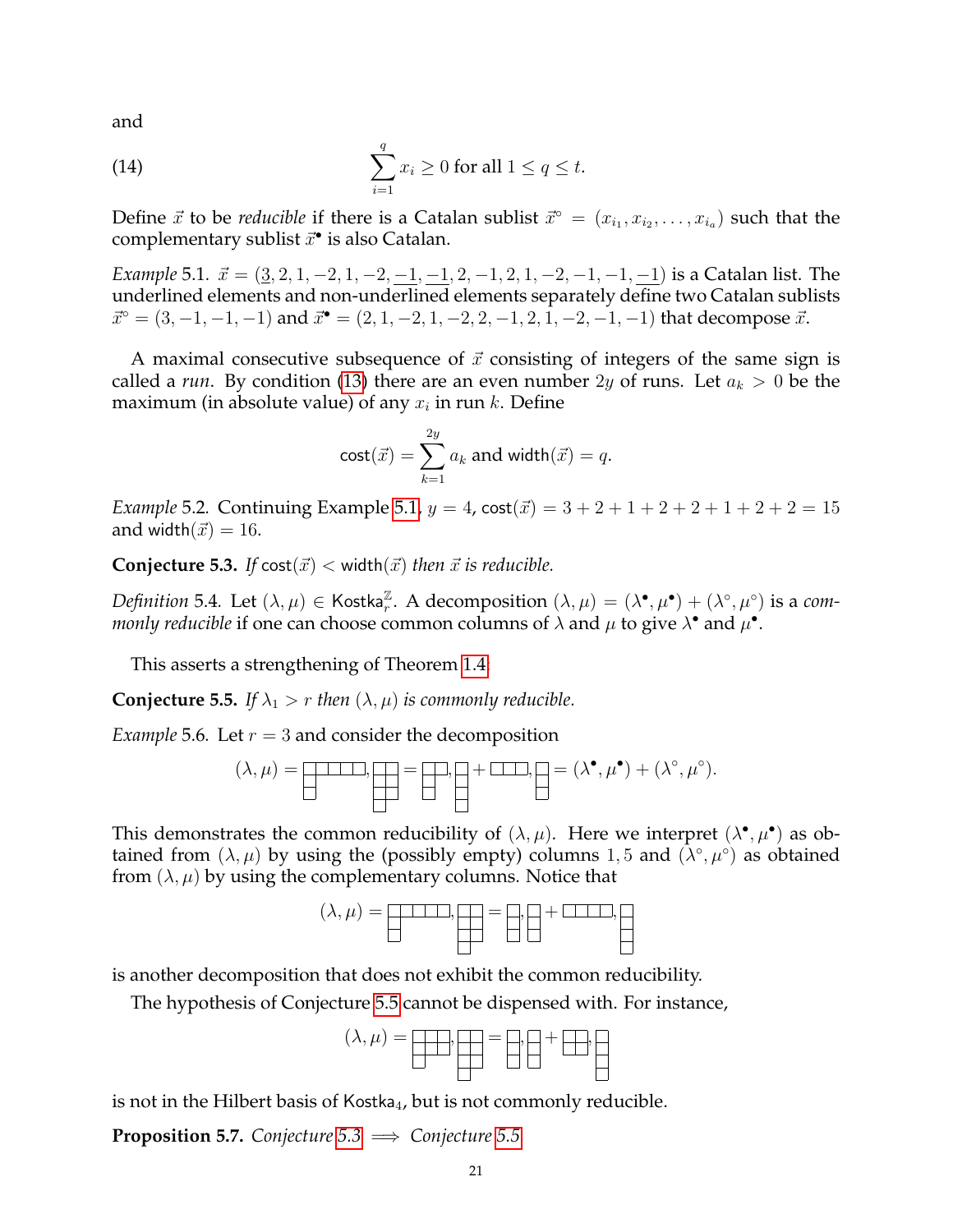and

$$\sum_{i=1}^{q} x_i \geq 0 \text{ for all } 1 \leq q \leq t. \tag{14}$$

Define $\vec{x}$ to be *reducible* if there is a Catalan sublist $\vec{x}^{\circ} = (x_{i_1}, x_{i_2}, \ldots, x_{i_a})$ such that the complementary sublist $\vec{x}^{\bullet}$ is also Catalan.

*Example* 5.1. $\vec{x} = (\underline{3}, 2, 1, -2, 1, -2, \underline{-1}, \underline{-1}, 2, -1, 2, 1, -2, -1, -1, \underline{-1})$ is a Catalan list. The underlined elements and non-underlined elements separately define two Catalan sublists $\vec{x}^{\circ} = (3, -1, -1, -1)$ and $\vec{x}^{\bullet} = (2, 1, -2, 1, -2, 2, -1, 2, 1, -2, -1, -1)$ that decompose $\vec{x}$.

A maximal consecutive subsequence of $\vec{x}$ consisting of integers of the same sign is called a *run*. By condition (13) there are an even number $2y$ of runs. Let $a_k > 0$ be the maximum (in absolute value) of any $x_i$ in run $k$. Define

$$\mathsf{cost}(\vec{x}) = \sum_{k=1}^{2y} a_k \text{ and } \mathsf{width}(\vec{x}) = q.$$

*Example* 5.2. Continuing Example 5.1, $y = 4$, $\mathsf{cost}(\vec{x}) = 3 + 2 + 1 + 2 + 2 + 1 + 2 + 2 = 15$ and $\mathsf{width}(\vec{x}) = 16$.

**Conjecture 5.3.** *If* $\mathsf{cost}(\vec{x}) < \mathsf{width}(\vec{x})$ *then* $\vec{x}$ *is reducible.*

*Definition* 5.4. Let $(\lambda, \mu) \in \mathsf{Kostka}_r^{\mathbb{Z}}$. A decomposition $(\lambda, \mu) = (\lambda^{\bullet}, \mu^{\bullet}) + (\lambda^{\circ}, \mu^{\circ})$ is a *commonly reducible* if one can choose common columns of $\lambda$ and $\mu$ to give $\lambda^{\bullet}$ and $\mu^{\bullet}$.

This asserts a strengthening of Theorem 1.4.

**Conjecture 5.5.** *If* $\lambda_1 > r$ *then* $(\lambda, \mu)$ *is commonly reducible.*

*Example* 5.6. Let $r = 3$ and consider the decomposition

$$(\lambda, \mu) = \text{(diagrams)} = (\lambda^{\bullet}, \mu^{\bullet}) + (\lambda^{\circ}, \mu^{\circ}).$$

This demonstrates the common reducibility of $(\lambda, \mu)$. Here we interpret $(\lambda^{\bullet}, \mu^{\bullet})$ as obtained from $(\lambda, \mu)$ by using the (possibly empty) columns $1, 5$ and $(\lambda^{\circ}, \mu^{\circ})$ as obtained from $(\lambda, \mu)$ by using the complementary columns. Notice that

$$(\lambda, \mu) = \text{(diagrams)}$$

is another decomposition that does not exhibit the common reducibility.

The hypothesis of Conjecture 5.5 cannot be dispensed with. For instance,

$$(\lambda, \mu) = \text{(diagrams)}$$

is not in the Hilbert basis of $\mathsf{Kostka}_4$, but is not commonly reducible.

**Proposition 5.7.** *Conjecture 5.3* $\implies$ *Conjecture 5.5*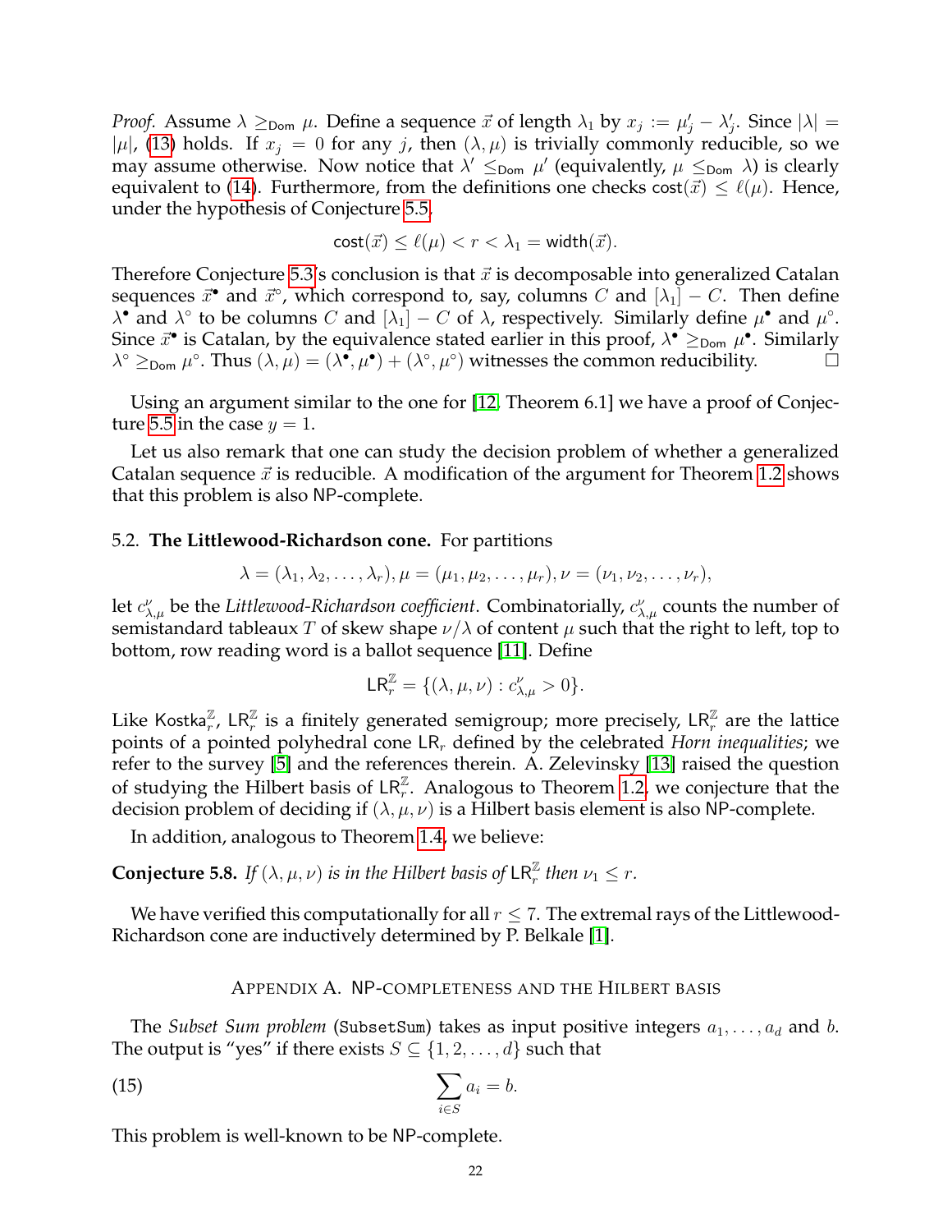*Proof.* Assume $\lambda \geq_{\mathsf{Dom}} \mu$. Define a sequence $\vec{x}$ of length $\lambda_1$ by $x_j := \mu'_j - \lambda'_j$. Since $|\lambda| = |\mu|$, (13) holds. If $x_j = 0$ for any $j$, then $(\lambda, \mu)$ is trivially commonly reducible, so we may assume otherwise. Now notice that $\lambda' \leq_{\mathsf{Dom}} \mu'$ (equivalently, $\mu \leq_{\mathsf{Dom}} \lambda$) is clearly equivalent to (14). Furthermore, from the definitions one checks $\mathsf{cost}(\vec{x}) \leq \ell(\mu)$. Hence, under the hypothesis of Conjecture 5.5,

$$\mathsf{cost}(\vec{x}) \leq \ell(\mu) < r < \lambda_1 = \mathsf{width}(\vec{x}).$$

Therefore Conjecture 5.3's conclusion is that $\vec{x}$ is decomposable into generalized Catalan sequences $\vec{x}^{\bullet}$ and $\vec{x}^{\circ}$, which correspond to, say, columns $C$ and $[\lambda_1] - C$. Then define $\lambda^{\bullet}$ and $\lambda^{\circ}$ to be columns $C$ and $[\lambda_1] - C$ of $\lambda$, respectively. Similarly define $\mu^{\bullet}$ and $\mu^{\circ}$. Since $\vec{x}^{\bullet}$ is Catalan, by the equivalence stated earlier in this proof, $\lambda^{\bullet} \geq_{\mathsf{Dom}} \mu^{\bullet}$. Similarly $\lambda^{\circ} \geq_{\mathsf{Dom}} \mu^{\circ}$. Thus $(\lambda, \mu) = (\lambda^{\bullet}, \mu^{\bullet}) + (\lambda^{\circ}, \mu^{\circ})$ witnesses the common reducibility. □

Using an argument similar to the one for [12, Theorem 6.1] we have a proof of Conjecture 5.5 in the case $y = 1$.

Let us also remark that one can study the decision problem of whether a generalized Catalan sequence $\vec{x}$ is reducible. A modification of the argument for Theorem 1.2 shows that this problem is also NP-complete.

### 5.2. The Littlewood-Richardson cone.

For partitions

$$\lambda = (\lambda_1, \lambda_2, \ldots, \lambda_r), \mu = (\mu_1, \mu_2, \ldots, \mu_r), \nu = (\nu_1, \nu_2, \ldots, \nu_r),$$

let $c_{\lambda,\mu}^{\nu}$ be the *Littlewood-Richardson coefficient*. Combinatorially, $c_{\lambda,\mu}^{\nu}$ counts the number of semistandard tableaux $T$ of skew shape $\nu/\lambda$ of content $\mu$ such that the right to left, top to bottom, row reading word is a ballot sequence [11]. Define

$$\mathsf{LR}_r^{\mathbb{Z}} = \{(\lambda, \mu, \nu) : c_{\lambda,\mu}^{\nu} > 0\}.$$

Like $\mathsf{Kostka}_r^{\mathbb{Z}}$, $\mathsf{LR}_r^{\mathbb{Z}}$ is a finitely generated semigroup; more precisely, $\mathsf{LR}_r^{\mathbb{Z}}$ are the lattice points of a pointed polyhedral cone $\mathsf{LR}_r$ defined by the celebrated *Horn inequalities*; we refer to the survey [5] and the references therein. A. Zelevinsky [13] raised the question of studying the Hilbert basis of $\mathsf{LR}_r^{\mathbb{Z}}$. Analogous to Theorem 1.2, we conjecture that the decision problem of deciding if $(\lambda, \mu, \nu)$ is a Hilbert basis element is also NP-complete.

In addition, analogous to Theorem 1.4, we believe:

**Conjecture 5.8.** *If $(\lambda, \mu, \nu)$ is in the Hilbert basis of $\mathsf{LR}_r^{\mathbb{Z}}$ then $\nu_1 \leq r$.*

We have verified this computationally for all $r \leq 7$. The extremal rays of the Littlewood-Richardson cone are inductively determined by P. Belkale [1].

## Appendix A. NP-completeness and the Hilbert basis

The *Subset Sum problem* (SubsetSum) takes as input positive integers $a_1, \ldots, a_d$ and $b$. The output is "yes" if there exists $S \subseteq \{1, 2, \ldots, d\}$ such that

$$\sum_{i \in S} a_i = b. \tag{15}$$

This problem is well-known to be NP-complete.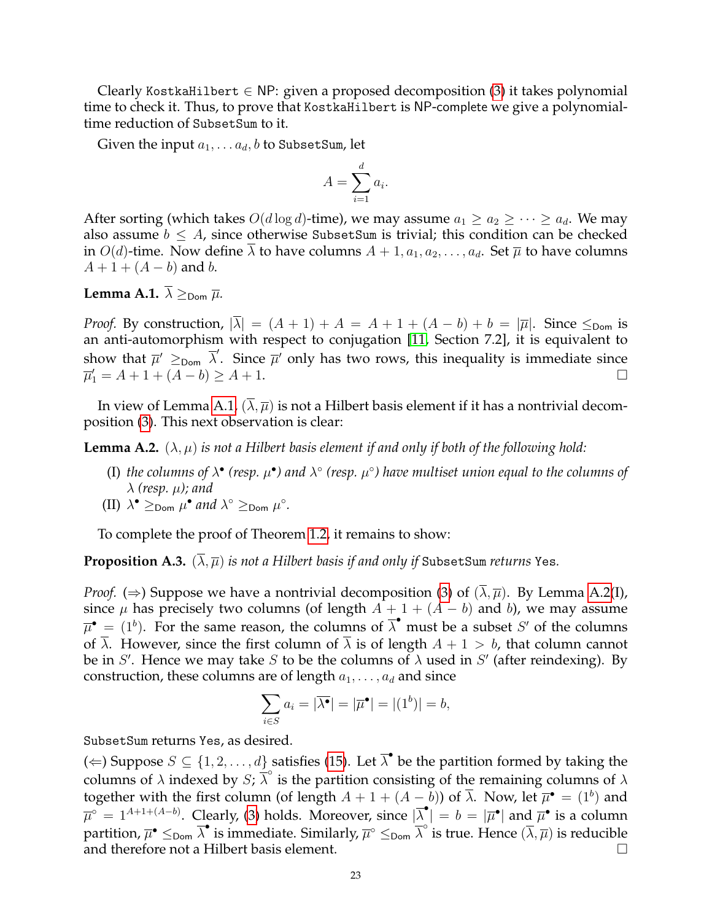Clearly `KostkaHilbert` $\in$ NP: given a proposed decomposition (3) it takes polynomial time to check it. Thus, to prove that `KostkaHilbert` is NP-complete we give a polynomial-time reduction of `SubsetSum` to it.

Given the input $a_1, \ldots a_d, b$ to `SubsetSum`, let

$$A = \sum_{i=1}^{d} a_i.$$

After sorting (which takes $O(d \log d)$-time), we may assume $a_1 \geq a_2 \geq \cdots \geq a_d$. We may also assume $b \leq A$, since otherwise `SubsetSum` is trivial; this condition can be checked in $O(d)$-time. Now define $\overline{\lambda}$ to have columns $A+1, a_1, a_2, \ldots, a_d$. Set $\overline{\mu}$ to have columns $A+1+(A-b)$ and $b$.

**Lemma A.1.** $\overline{\lambda} \geq_{\mathsf{Dom}} \overline{\mu}$.

*Proof.* By construction, $|\overline{\lambda}| = (A+1) + A = A+1+(A-b)+b = |\overline{\mu}|$. Since $\leq_{\mathsf{Dom}}$ is an anti-automorphism with respect to conjugation [11, Section 7.2], it is equivalent to show that $\overline{\mu}' \geq_{\mathsf{Dom}} \overline{\lambda}'$. Since $\overline{\mu}'$ only has two rows, this inequality is immediate since $\overline{\mu}'_1 = A+1+(A-b) \geq A+1$. $\square$

In view of Lemma A.1, $(\overline{\lambda}, \overline{\mu})$ is not a Hilbert basis element if it has a nontrivial decomposition (3). This next observation is clear:

**Lemma A.2.** *$(\lambda, \mu)$ is not a Hilbert basis element if and only if both of the following hold:*

- (I) *the columns of $\lambda^\bullet$ (resp. $\mu^\bullet$) and $\lambda^\circ$ (resp. $\mu^\circ$) have multiset union equal to the columns of $\lambda$ (resp. $\mu$); and*
- (II) *$\lambda^\bullet \geq_{\mathsf{Dom}} \mu^\bullet$ and $\lambda^\circ \geq_{\mathsf{Dom}} \mu^\circ$.*

To complete the proof of Theorem 1.2, it remains to show:

**Proposition A.3.** *$(\overline{\lambda}, \overline{\mu})$ is not a Hilbert basis if and only if* `SubsetSum` *returns* `Yes`*.*

*Proof.* ($\Rightarrow$) Suppose we have a nontrivial decomposition (3) of $(\overline{\lambda}, \overline{\mu})$. By Lemma A.2(I), since $\mu$ has precisely two columns (of length $A+1+(A-b)$ and $b$), we may assume $\overline{\mu}^\bullet = (1^b)$. For the same reason, the columns of $\overline{\lambda}^\bullet$ must be a subset $S'$ of the columns of $\overline{\lambda}$. However, since the first column of $\overline{\lambda}$ is of length $A+1 > b$, that column cannot be in $S'$. Hence we may take $S$ to be the columns of $\lambda$ used in $S'$ (after reindexing). By construction, these columns are of length $a_1, \ldots, a_d$ and since

$$\sum_{i \in S} a_i = |\overline{\lambda^\bullet}| = |\overline{\mu}^\bullet| = |(1^b)| = b,$$

`SubsetSum` returns `Yes`, as desired.

($\Leftarrow$) Suppose $S \subseteq \{1, 2, \ldots, d\}$ satisfies (15). Let $\overline{\lambda}^\bullet$ be the partition formed by taking the columns of $\lambda$ indexed by $S$; $\overline{\lambda}^\circ$ is the partition consisting of the remaining columns of $\lambda$ together with the first column (of length $A+1+(A-b)$) of $\overline{\lambda}$. Now, let $\overline{\mu}^\bullet = (1^b)$ and $\overline{\mu}^\circ = 1^{A+1+(A-b)}$. Clearly, (3) holds. Moreover, since $|\overline{\lambda}^\bullet| = b = |\overline{\mu}^\bullet|$ and $\overline{\mu}^\bullet$ is a column partition, $\overline{\mu}^\bullet \leq_{\mathsf{Dom}} \overline{\lambda}^\bullet$ is immediate. Similarly, $\overline{\mu}^\circ \leq_{\mathsf{Dom}} \overline{\lambda}^\circ$ is true. Hence $(\overline{\lambda}, \overline{\mu})$ is reducible and therefore not a Hilbert basis element. $\square$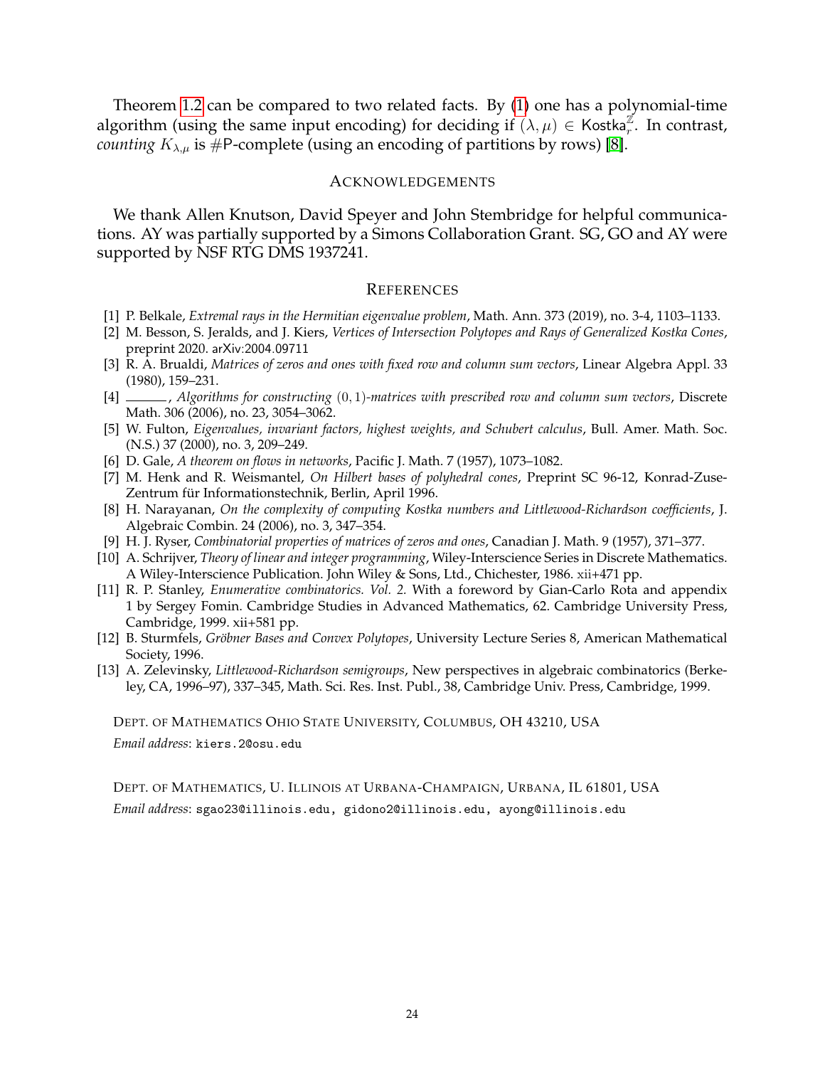Theorem 1.2 can be compared to two related facts. By (1) one has a polynomial-time algorithm (using the same input encoding) for deciding if $(\lambda, \mu) \in \mathsf{Kostka}_r^{\mathbb{Z}}$. In contrast, *counting* $K_{\lambda,\mu}$ is #P-complete (using an encoding of partitions by rows) [8].

## Acknowledgements

We thank Allen Knutson, David Speyer and John Stembridge for helpful communications. AY was partially supported by a Simons Collaboration Grant. SG, GO and AY were supported by NSF RTG DMS 1937241.

## References

[1] P. Belkale, *Extremal rays in the Hermitian eigenvalue problem*, Math. Ann. 373 (2019), no. 3-4, 1103–1133.

[2] M. Besson, S. Jeralds, and J. Kiers, *Vertices of Intersection Polytopes and Rays of Generalized Kostka Cones*, preprint 2020. arXiv:2004.09711

[3] R. A. Brualdi, *Matrices of zeros and ones with fixed row and column sum vectors*, Linear Algebra Appl. 33 (1980), 159–231.

[4] ______, *Algorithms for constructing $(0,1)$-matrices with prescribed row and column sum vectors*, Discrete Math. 306 (2006), no. 23, 3054–3062.

[5] W. Fulton, *Eigenvalues, invariant factors, highest weights, and Schubert calculus*, Bull. Amer. Math. Soc. (N.S.) 37 (2000), no. 3, 209–249.

[6] D. Gale, *A theorem on flows in networks*, Pacific J. Math. 7 (1957), 1073–1082.

[7] M. Henk and R. Weismantel, *On Hilbert bases of polyhedral cones*, Preprint SC 96-12, Konrad-Zuse-Zentrum für Informationstechnik, Berlin, April 1996.

[8] H. Narayanan, *On the complexity of computing Kostka numbers and Littlewood-Richardson coefficients*, J. Algebraic Combin. 24 (2006), no. 3, 347–354.

[9] H. J. Ryser, *Combinatorial properties of matrices of zeros and ones*, Canadian J. Math. 9 (1957), 371–377.

[10] A. Schrijver, *Theory of linear and integer programming*, Wiley-Interscience Series in Discrete Mathematics. A Wiley-Interscience Publication. John Wiley & Sons, Ltd., Chichester, 1986. xii+471 pp.

[11] R. P. Stanley, *Enumerative combinatorics. Vol. 2.* With a foreword by Gian-Carlo Rota and appendix 1 by Sergey Fomin. Cambridge Studies in Advanced Mathematics, 62. Cambridge University Press, Cambridge, 1999. xii+581 pp.

[12] B. Sturmfels, *Gröbner Bases and Convex Polytopes*, University Lecture Series 8, American Mathematical Society, 1996.

[13] A. Zelevinsky, *Littlewood-Richardson semigroups*, New perspectives in algebraic combinatorics (Berkeley, CA, 1996–97), 337–345, Math. Sci. Res. Inst. Publ., 38, Cambridge Univ. Press, Cambridge, 1999.

Dept. of Mathematics Ohio State University, Columbus, OH 43210, USA

*Email address*: kiers.2@osu.edu

Dept. of Mathematics, U. Illinois at Urbana-Champaign, Urbana, IL 61801, USA

*Email address*: sgao23@illinois.edu, gidono2@illinois.edu, ayong@illinois.edu